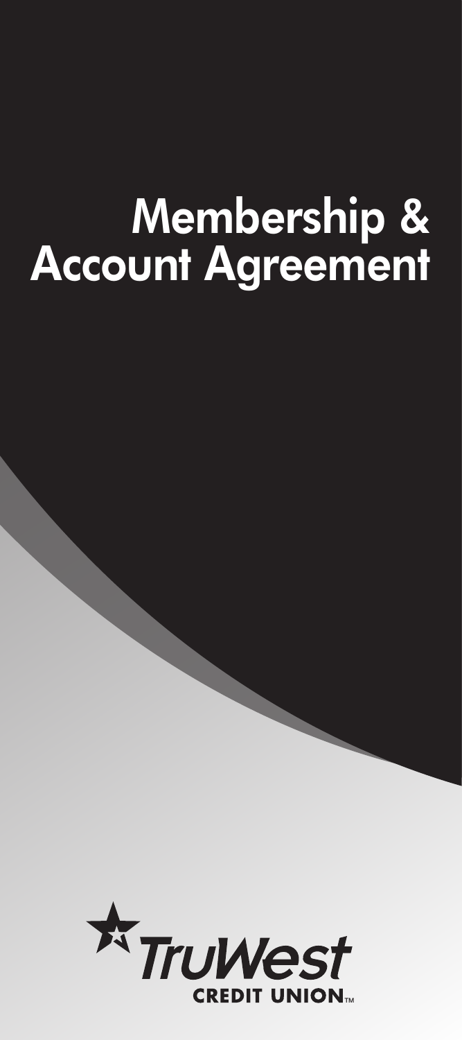# Membership & Account Agreement

TruWest

CREDIT UNION™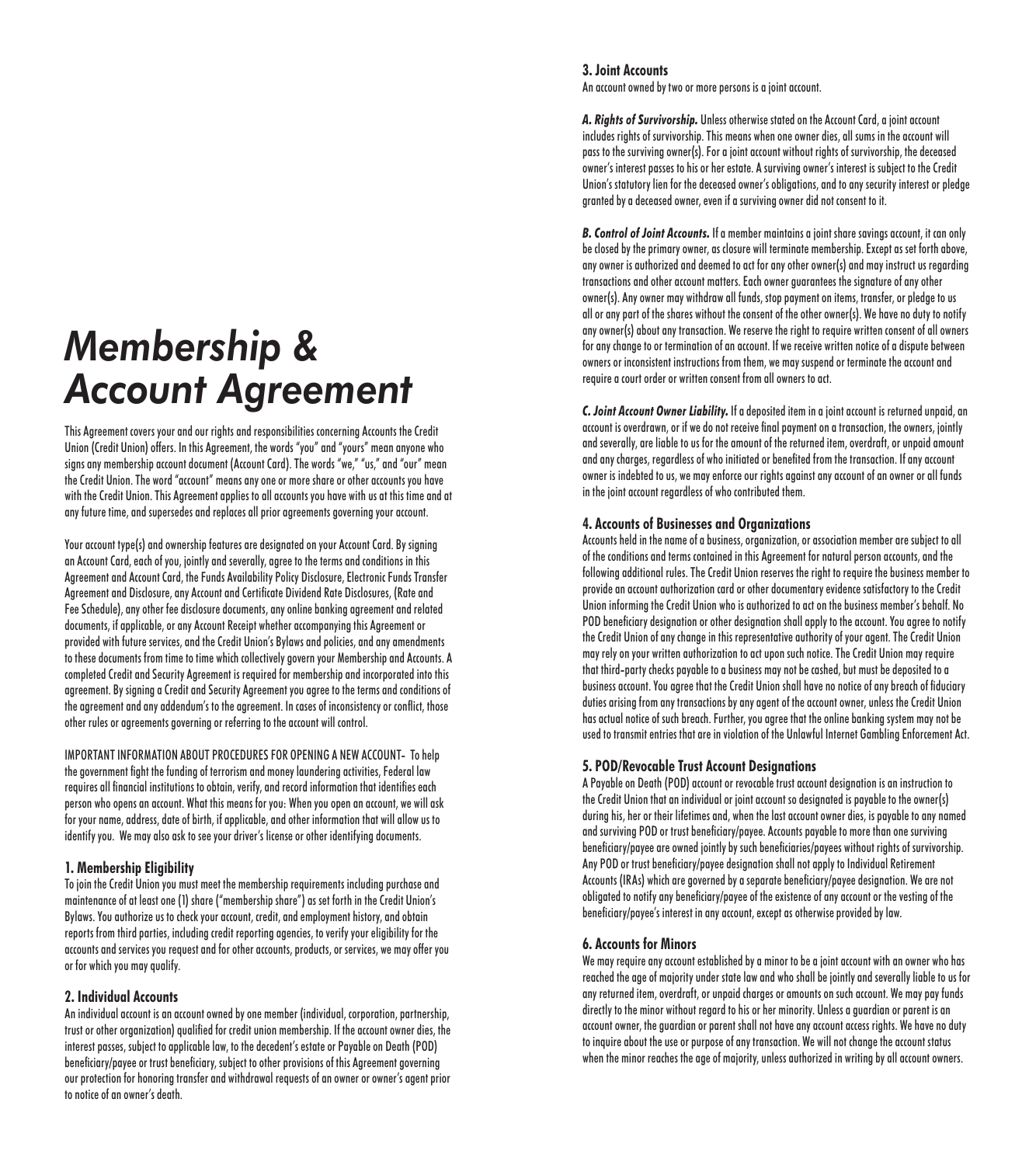# *Membership & Account Agreement*

This Agreement covers your and our rights and responsibilities concerning Accounts the Credit Union (Credit Union) offers. In this Agreement, the words "you" and "yours" mean anyone who signs any membership account document (Account Card). The words "we," "us," and "our" mean the Credit Union. The word "account" means any one or more share or other accounts you have with the Credit Union. This Agreement applies to all accounts you have with us at this time and at any future time, and supersedes and replaces all prior agreements governing your account.

Your account type(s) and ownership features are designated on your Account Card. By signing an Account Card, each of you, jointly and severally, agree to the terms and conditions in this Agreement and Account Card, the Funds Availability Policy Disclosure, Electronic Funds Transfer Agreement and Disclosure, any Account and Certificate Dividend Rate Disclosures, (Rate and Fee Schedule), any other fee disclosure documents, any online banking agreement and related documents, if applicable, or any Account Receipt whether accompanying this Agreement or provided with future services, and the Credit Union's Bylaws and policies, and any amendments to these documents from time to time which collectively govern your Membership and Accounts. A completed Credit and Security Agreement is required for membership and incorporated into this agreement. By signing a Credit and Security Agreement you agree to the terms and conditions of the agreement and any addendum's to the agreement. In cases of inconsistency or conflict, those other rules or agreements governing or referring to the account will control.

IMPORTANT INFORMATION ABOUT PROCEDURES FOR OPENING A NEW ACCOUNT- To help the government fight the funding of terrorism and money laundering activities, Federal law requires all financial institutions to obtain, verify, and record information that identifies each person who opens an account. What this means for you: When you open an account, we will ask for your name, address, date of birth, if applicable, and other information that will allow us to identify you. We may also ask to see your driver's license or other identifying documents.

### 1. Membership Eligibility

To join the Credit Union you must meet the membership requirements including purchase and maintenance of at least one (1) share ("membership share") as set forth in the Credit Union's Bylaws. You authorize us to check your account, credit, and employment history, and obtain reports from third parties, including credit reporting agencies, to verify your eligibility for the accounts and services you request and for other accounts, products, or services, we may offer you or for which you may qualify.

### 2. Individual Accounts

An individual account is an account owned by one member (individual, corporation, partnership, trust or other organization) qualified for credit union membership. If the account owner dies, the interest passes, subject to applicable law, to the decedent's estate or Payable on Death (POD) beneficiary/payee or trust beneficiary, subject to other provisions of this Agreement governing our protection for honoring transfer and withdrawal requests of an owner or owner's agent prior to notice of an owner's death.

### 3. Joint Accounts

An account owned by two or more persons is a joint account.

***A. Rights of Survivorship.*** Unless otherwise stated on the Account Card, a joint account includes rights of survivorship. This means when one owner dies, all sums in the account will pass to the surviving owner(s). For a joint account without rights of survivorship, the deceased owner's interest passes to his or her estate. A surviving owner's interest is subject to the Credit Union's statutory lien for the deceased owner's obligations, and to any security interest or pledge granted by a deceased owner, even if a surviving owner did not consent to it.

***B. Control of Joint Accounts.*** If a member maintains a joint share savings account, it can only be closed by the primary owner, as closure will terminate membership. Except as set forth above, any owner is authorized and deemed to act for any other owner(s) and may instruct us regarding transactions and other account matters. Each owner guarantees the signature of any other owner(s). Any owner may withdraw all funds, stop payment on items, transfer, or pledge to us all or any part of the shares without the consent of the other owner(s). We have no duty to notify any owner(s) about any transaction. We reserve the right to require written consent of all owners for any change to or termination of an account. If we receive written notice of a dispute between owners or inconsistent instructions from them, we may suspend or terminate the account and require a court order or written consent from all owners to act.

***C. Joint Account Owner Liability.*** If a deposited item in a joint account is returned unpaid, an account is overdrawn, or if we do not receive final payment on a transaction, the owners, jointly and severally, are liable to us for the amount of the returned item, overdraft, or unpaid amount and any charges, regardless of who initiated or benefited from the transaction. If any account owner is indebted to us, we may enforce our rights against any account of an owner or all funds in the joint account regardless of who contributed them.

### 4. Accounts of Businesses and Organizations

Accounts held in the name of a business, organization, or association member are subject to all of the conditions and terms contained in this Agreement for natural person accounts, and the following additional rules. The Credit Union reserves the right to require the business member to provide an account authorization card or other documentary evidence satisfactory to the Credit Union informing the Credit Union who is authorized to act on the business member's behalf. No POD beneficiary designation or other designation shall apply to the account. You agree to notify the Credit Union of any change in this representative authority of your agent. The Credit Union may rely on your written authorization to act upon such notice. The Credit Union may require that third-party checks payable to a business may not be cashed, but must be deposited to a business account. You agree that the Credit Union shall have no notice of any breach of fiduciary duties arising from any transactions by any agent of the account owner, unless the Credit Union has actual notice of such breach. Further, you agree that the online banking system may not be used to transmit entries that are in violation of the Unlawful Internet Gambling Enforcement Act.

### 5. POD/Revocable Trust Account Designations

A Payable on Death (POD) account or revocable trust account designation is an instruction to the Credit Union that an individual or joint account so designated is payable to the owner(s) during his, her or their lifetimes and, when the last account owner dies, is payable to any named and surviving POD or trust beneficiary/payee. Accounts payable to more than one surviving beneficiary/payee are owned jointly by such beneficiaries/payees without rights of survivorship. Any POD or trust beneficiary/payee designation shall not apply to Individual Retirement Accounts (IRAs) which are governed by a separate beneficiary/payee designation. We are not obligated to notify any beneficiary/payee of the existence of any account or the vesting of the beneficiary/payee's interest in any account, except as otherwise provided by law.

### 6. Accounts for Minors

We may require any account established by a minor to be a joint account with an owner who has reached the age of majority under state law and who shall be jointly and severally liable to us for any returned item, overdraft, or unpaid charges or amounts on such account. We may pay funds directly to the minor without regard to his or her minority. Unless a guardian or parent is an account owner, the guardian or parent shall not have any account access rights. We have no duty to inquire about the use or purpose of any transaction. We will not change the account status when the minor reaches the age of majority, unless authorized in writing by all account owners.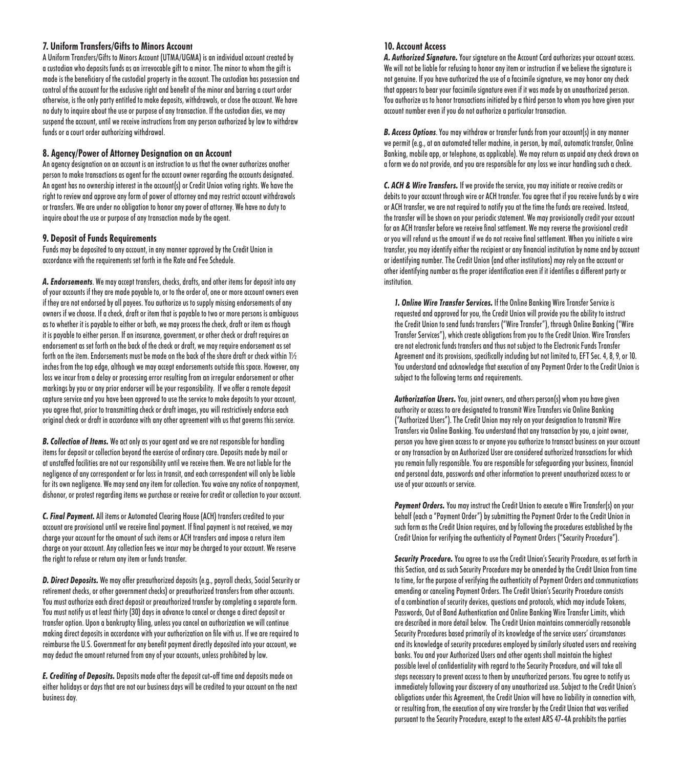### 7. Uniform Transfers/Gifts to Minors Account

A Uniform Transfers/Gifts to Minors Account (UTMA/UGMA) is an individual account created by a custodian who deposits funds as an irrevocable gift to a minor. The minor to whom the gift is made is the beneficiary of the custodial property in the account. The custodian has possession and control of the account for the exclusive right and benefit of the minor and barring a court order otherwise, is the only party entitled to make deposits, withdrawals, or close the account. We have no duty to inquire about the use or purpose of any transaction. If the custodian dies, we may suspend the account, until we receive instructions from any person authorized by law to withdraw funds or a court order authorizing withdrawal.

### 8. Agency/Power of Attorney Designation on an Account

An agency designation on an account is an instruction to us that the owner authorizes another person to make transactions as agent for the account owner regarding the accounts designated. An agent has no ownership interest in the account(s) or Credit Union voting rights. We have the right to review and approve any form of power of attorney and may restrict account withdrawals or transfers. We are under no obligation to honor any power of attorney. We have no duty to inquire about the use or purpose of any transaction made by the agent.

### 9. Deposit of Funds Requirements

Funds may be deposited to any account, in any manner approved by the Credit Union in accordance with the requirements set forth in the Rate and Fee Schedule.

***A. Endorsements***. We may accept transfers, checks, drafts, and other items for deposit into any of your accounts if they are made payable to, or to the order of, one or more account owners even if they are not endorsed by all payees. You authorize us to supply missing endorsements of any owners if we choose. If a check, draft or item that is payable to two or more persons is ambiguous as to whether it is payable to either or both, we may process the check, draft or item as though it is payable to either person. If an insurance, government, or other check or draft requires an endorsement as set forth on the back of the check or draft, we may require endorsement as set forth on the item. Endorsements must be made on the back of the share draft or check within 1½ inches from the top edge, although we may accept endorsements outside this space. However, any loss we incur from a delay or processing error resulting from an irregular endorsement or other markings by you or any prior endorser will be your responsibility. If we offer a remote deposit capture service and you have been approved to use the service to make deposits to your account, you agree that, prior to transmitting check or draft images, you will restrictively endorse each original check or draft in accordance with any other agreement with us that governs this service.

***B. Collection of Items.*** We act only as your agent and we are not responsible for handling items for deposit or collection beyond the exercise of ordinary care. Deposits made by mail or at unstaffed facilities are not our responsibility until we receive them. We are not liable for the negligence of any correspondent or for loss in transit, and each correspondent will only be liable for its own negligence. We may send any item for collection. You waive any notice of nonpayment, dishonor, or protest regarding items we purchase or receive for credit or collection to your account.

***C. Final Payment.*** All items or Automated Clearing House (ACH) transfers credited to your account are provisional until we receive final payment. If final payment is not received, we may charge your account for the amount of such items or ACH transfers and impose a return item charge on your account. Any collection fees we incur may be charged to your account. We reserve the right to refuse or return any item or funds transfer.

***D. Direct Deposits.*** We may offer preauthorized deposits (e.g., payroll checks, Social Security or retirement checks, or other government checks) or preauthorized transfers from other accounts. You must authorize each direct deposit or preauthorized transfer by completing a separate form. You must notify us at least thirty (30) days in advance to cancel or change a direct deposit or transfer option. Upon a bankruptcy filing, unless you cancel an authorization we will continue making direct deposits in accordance with your authorization on file with us. If we are required to reimburse the U.S. Government for any benefit payment directly deposited into your account, we may deduct the amount returned from any of your accounts, unless prohibited by law.

***E. Crediting of Deposits.*** Deposits made after the deposit cut-off time and deposits made on either holidays or days that are not our business days will be credited to your account on the next business day.

### 10. Account Access

***A. Authorized Signature.*** Your signature on the Account Card authorizes your account access. We will not be liable for refusing to honor any item or instruction if we believe the signature is not genuine. If you have authorized the use of a facsimile signature, we may honor any check that appears to bear your facsimile signature even if it was made by an unauthorized person. You authorize us to honor transactions initiated by a third person to whom you have given your account number even if you do not authorize a particular transaction.

***B. Access Options***. You may withdraw or transfer funds from your account(s) in any manner we permit (e.g., at an automated teller machine, in person, by mail, automatic transfer, Online Banking, mobile app, or telephone, as applicable). We may return as unpaid any check drawn on a form we do not provide, and you are responsible for any loss we incur handling such a check.

***C. ACH & Wire Transfers.*** If we provide the service, you may initiate or receive credits or debits to your account through wire or ACH transfer. You agree that if you receive funds by a wire or ACH transfer, we are not required to notify you at the time the funds are received. Instead, the transfer will be shown on your periodic statement. We may provisionally credit your account for an ACH transfer before we receive final settlement. We may reverse the provisional credit or you will refund us the amount if we do not receive final settlement. When you initiate a wire transfer, you may identify either the recipient or any financial institution by name and by account or identifying number. The Credit Union (and other institutions) may rely on the account or other identifying number as the proper identification even if it identifies a different party or institution.

***1. Online Wire Transfer Services.*** If the Online Banking Wire Transfer Service is requested and approved for you, the Credit Union will provide you the ability to instruct the Credit Union to send funds transfers ("Wire Transfer"), through Online Banking ("Wire Transfer Services"), which create obligations from you to the Credit Union. Wire Transfers are not electronic funds transfers and thus not subject to the Electronic Funds Transfer Agreement and its provisions, specifically including but not limited to, EFT Sec. 4, 8, 9, or 10. You understand and acknowledge that execution of any Payment Order to the Credit Union is subject to the following terms and requirements.

***Authorization Users.*** You, joint owners, and others person(s) whom you have given authority or access to are designated to transmit Wire Transfers via Online Banking ("Authorized Users"). The Credit Union may rely on your designation to transmit Wire Transfers via Online Banking. You understand that any transaction by you, a joint owner, person you have given access to or anyone you authorize to transact business on your account or any transaction by an Authorized User are considered authorized transactions for which you remain fully responsible. You are responsible for safeguarding your business, financial and personal data, passwords and other information to prevent unauthorized access to or use of your accounts or service.

***Payment Orders.*** You may instruct the Credit Union to execute a Wire Transfer(s) on your behalf (each a "Payment Order") by submitting the Payment Order to the Credit Union in such form as the Credit Union requires, and by following the procedures established by the Credit Union for verifying the authenticity of Payment Orders ("Security Procedure").

***Security Procedure.*** You agree to use the Credit Union's Security Procedure, as set forth in this Section, and as such Security Procedure may be amended by the Credit Union from time to time, for the purpose of verifying the authenticity of Payment Orders and communications amending or canceling Payment Orders. The Credit Union's Security Procedure consists of a combination of security devices, questions and protocols, which may include Tokens, Passwords, Out of Band Authentication and Online Banking Wire Transfer Limits, which are described in more detail below. The Credit Union maintains commercially reasonable Security Procedures based primarily of its knowledge of the service users' circumstances and its knowledge of security procedures employed by similarly situated users and receiving banks. You and your Authorized Users and other agents shall maintain the highest possible level of confidentiality with regard to the Security Procedure, and will take all steps necessary to prevent access to them by unauthorized persons. You agree to notify us immediately following your discovery of any unauthorized use. Subject to the Credit Union's obligations under this Agreement, the Credit Union will have no liability in connection with, or resulting from, the execution of any wire transfer by the Credit Union that was verified pursuant to the Security Procedure, except to the extent ARS 47-4A prohibits the parties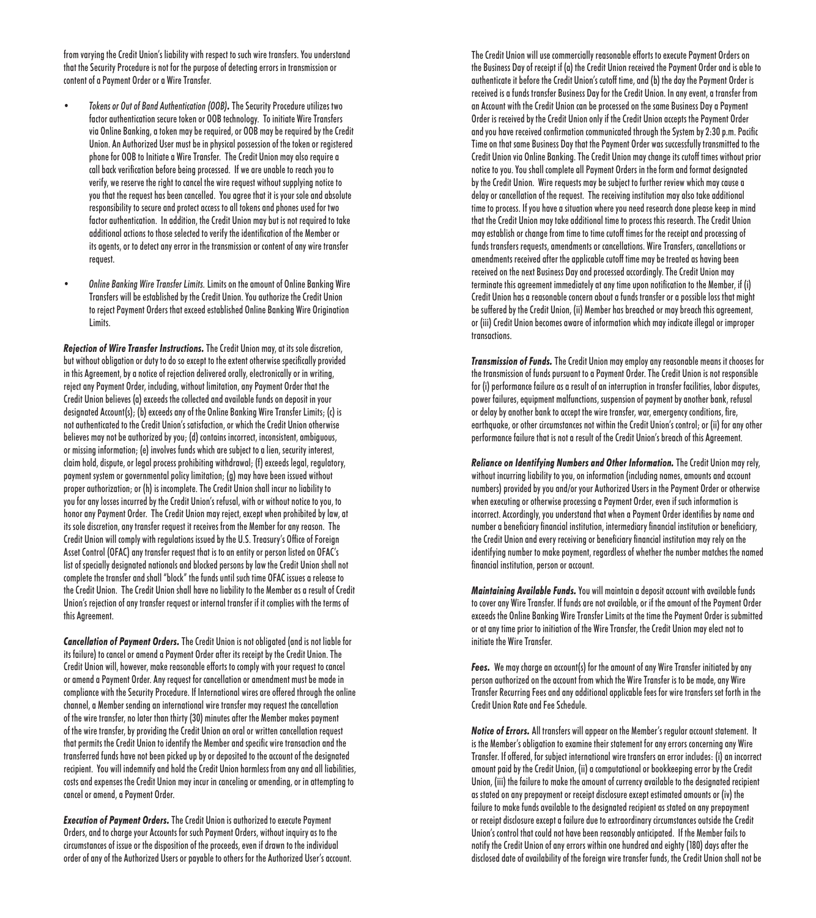from varying the Credit Union's liability with respect to such wire transfers. You understand that the Security Procedure is not for the purpose of detecting errors in transmission or content of a Payment Order or a Wire Transfer.

- *Tokens or Out of Band Authentication (OOB)***.** The Security Procedure utilizes two factor authentication secure token or OOB technology. To initiate Wire Transfers via Online Banking, a token may be required, or OOB may be required by the Credit Union. An Authorized User must be in physical possession of the token or registered phone for OOB to Initiate a Wire Transfer. The Credit Union may also require a call back verification before being processed. If we are unable to reach you to verify, we reserve the right to cancel the wire request without supplying notice to you that the request has been cancelled. You agree that it is your sole and absolute responsibility to secure and protect access to all tokens and phones used for two factor authentication. In addition, the Credit Union may but is not required to take additional actions to those selected to verify the identification of the Member or its agents, or to detect any error in the transmission or content of any wire transfer request.
- *Online Banking Wire Transfer Limits.* Limits on the amount of Online Banking Wire Transfers will be established by the Credit Union. You authorize the Credit Union to reject Payment Orders that exceed established Online Banking Wire Origination Limits.

***Rejection of Wire Transfer Instructions.*** The Credit Union may, at its sole discretion, but without obligation or duty to do so except to the extent otherwise specifically provided in this Agreement, by a notice of rejection delivered orally, electronically or in writing, reject any Payment Order, including, without limitation, any Payment Order that the Credit Union believes (a) exceeds the collected and available funds on deposit in your designated Account(s); (b) exceeds any of the Online Banking Wire Transfer Limits; (c) is not authenticated to the Credit Union's satisfaction, or which the Credit Union otherwise believes may not be authorized by you; (d) contains incorrect, inconsistent, ambiguous, or missing information; (e) involves funds which are subject to a lien, security interest, claim hold, dispute, or legal process prohibiting withdrawal; (f) exceeds legal, regulatory, payment system or governmental policy limitation; (g) may have been issued without proper authorization; or (h) is incomplete. The Credit Union shall incur no liability to you for any losses incurred by the Credit Union's refusal, with or without notice to you, to honor any Payment Order. The Credit Union may reject, except when prohibited by law, at its sole discretion, any transfer request it receives from the Member for any reason. The Credit Union will comply with regulations issued by the U.S. Treasury's Office of Foreign Asset Control (OFAC) any transfer request that is to an entity or person listed on OFAC's list of specially designated nationals and blocked persons by law the Credit Union shall not complete the transfer and shall "block" the funds until such time OFAC issues a release to the Credit Union. The Credit Union shall have no liability to the Member as a result of Credit Union's rejection of any transfer request or internal transfer if it complies with the terms of this Agreement.

***Cancellation of Payment Orders.*** The Credit Union is not obligated (and is not liable for its failure) to cancel or amend a Payment Order after its receipt by the Credit Union. The Credit Union will, however, make reasonable efforts to comply with your request to cancel or amend a Payment Order. Any request for cancellation or amendment must be made in compliance with the Security Procedure. If International wires are offered through the online channel, a Member sending an international wire transfer may request the cancellation of the wire transfer, no later than thirty (30) minutes after the Member makes payment of the wire transfer, by providing the Credit Union an oral or written cancellation request that permits the Credit Union to identify the Member and specific wire transaction and the transferred funds have not been picked up by or deposited to the account of the designated recipient. You will indemnify and hold the Credit Union harmless from any and all liabilities, costs and expenses the Credit Union may incur in canceling or amending, or in attempting to cancel or amend, a Payment Order.

***Execution of Payment Orders.*** The Credit Union is authorized to execute Payment Orders, and to charge your Accounts for such Payment Orders, without inquiry as to the circumstances of issue or the disposition of the proceeds, even if drawn to the individual order of any of the Authorized Users or payable to others for the Authorized User's account. The Credit Union will use commercially reasonable efforts to execute Payment Orders on the Business Day of receipt if (a) the Credit Union received the Payment Order and is able to authenticate it before the Credit Union's cutoff time, and (b) the day the Payment Order is received is a funds transfer Business Day for the Credit Union. In any event, a transfer from an Account with the Credit Union can be processed on the same Business Day a Payment Order is received by the Credit Union only if the Credit Union accepts the Payment Order and you have received confirmation communicated through the System by 2:30 p.m. Pacific Time on that same Business Day that the Payment Order was successfully transmitted to the Credit Union via Online Banking. The Credit Union may change its cutoff times without prior notice to you. You shall complete all Payment Orders in the form and format designated by the Credit Union. Wire requests may be subject to further review which may cause a delay or cancellation of the request. The receiving institution may also take additional time to process. If you have a situation where you need research done please keep in mind that the Credit Union may take additional time to process this research. The Credit Union may establish or change from time to time cutoff times for the receipt and processing of funds transfers requests, amendments or cancellations. Wire Transfers, cancellations or amendments received after the applicable cutoff time may be treated as having been received on the next Business Day and processed accordingly. The Credit Union may terminate this agreement immediately at any time upon notification to the Member, if (i) Credit Union has a reasonable concern about a funds transfer or a possible loss that might be suffered by the Credit Union, (ii) Member has breached or may breach this agreement, or (iii) Credit Union becomes aware of information which may indicate illegal or improper transactions.

***Transmission of Funds.*** The Credit Union may employ any reasonable means it chooses for the transmission of funds pursuant to a Payment Order. The Credit Union is not responsible for (i) performance failure as a result of an interruption in transfer facilities, labor disputes, power failures, equipment malfunctions, suspension of payment by another bank, refusal or delay by another bank to accept the wire transfer, war, emergency conditions, fire, earthquake, or other circumstances not within the Credit Union's control; or (ii) for any other performance failure that is not a result of the Credit Union's breach of this Agreement.

***Reliance on Identifying Numbers and Other Information.*** The Credit Union may rely, without incurring liability to you, on information (including names, amounts and account numbers) provided by you and/or your Authorized Users in the Payment Order or otherwise when executing or otherwise processing a Payment Order, even if such information is incorrect. Accordingly, you understand that when a Payment Order identifies by name and number a beneficiary financial institution, intermediary financial institution or beneficiary, the Credit Union and every receiving or beneficiary financial institution may rely on the identifying number to make payment, regardless of whether the number matches the named financial institution, person or account.

***Maintaining Available Funds.*** You will maintain a deposit account with available funds to cover any Wire Transfer. If funds are not available, or if the amount of the Payment Order exceeds the Online Banking Wire Transfer Limits at the time the Payment Order is submitted or at any time prior to initiation of the Wire Transfer, the Credit Union may elect not to initiate the Wire Transfer.

***Fees.*** We may charge an account(s) for the amount of any Wire Transfer initiated by any person authorized on the account from which the Wire Transfer is to be made, any Wire Transfer Recurring Fees and any additional applicable fees for wire transfers set forth in the Credit Union Rate and Fee Schedule.

***Notice of Errors.*** All transfers will appear on the Member's regular account statement. It is the Member's obligation to examine their statement for any errors concerning any Wire Transfer. If offered, for subject international wire transfers an error includes: (i) an incorrect amount paid by the Credit Union, (ii) a computational or bookkeeping error by the Credit Union, (iii) the failure to make the amount of currency available to the designated recipient as stated on any prepayment or receipt disclosure except estimated amounts or (iv) the failure to make funds available to the designated recipient as stated on any prepayment or receipt disclosure except a failure due to extraordinary circumstances outside the Credit Union's control that could not have been reasonably anticipated. If the Member fails to notify the Credit Union of any errors within one hundred and eighty (180) days after the disclosed date of availability of the foreign wire transfer funds, the Credit Union shall not be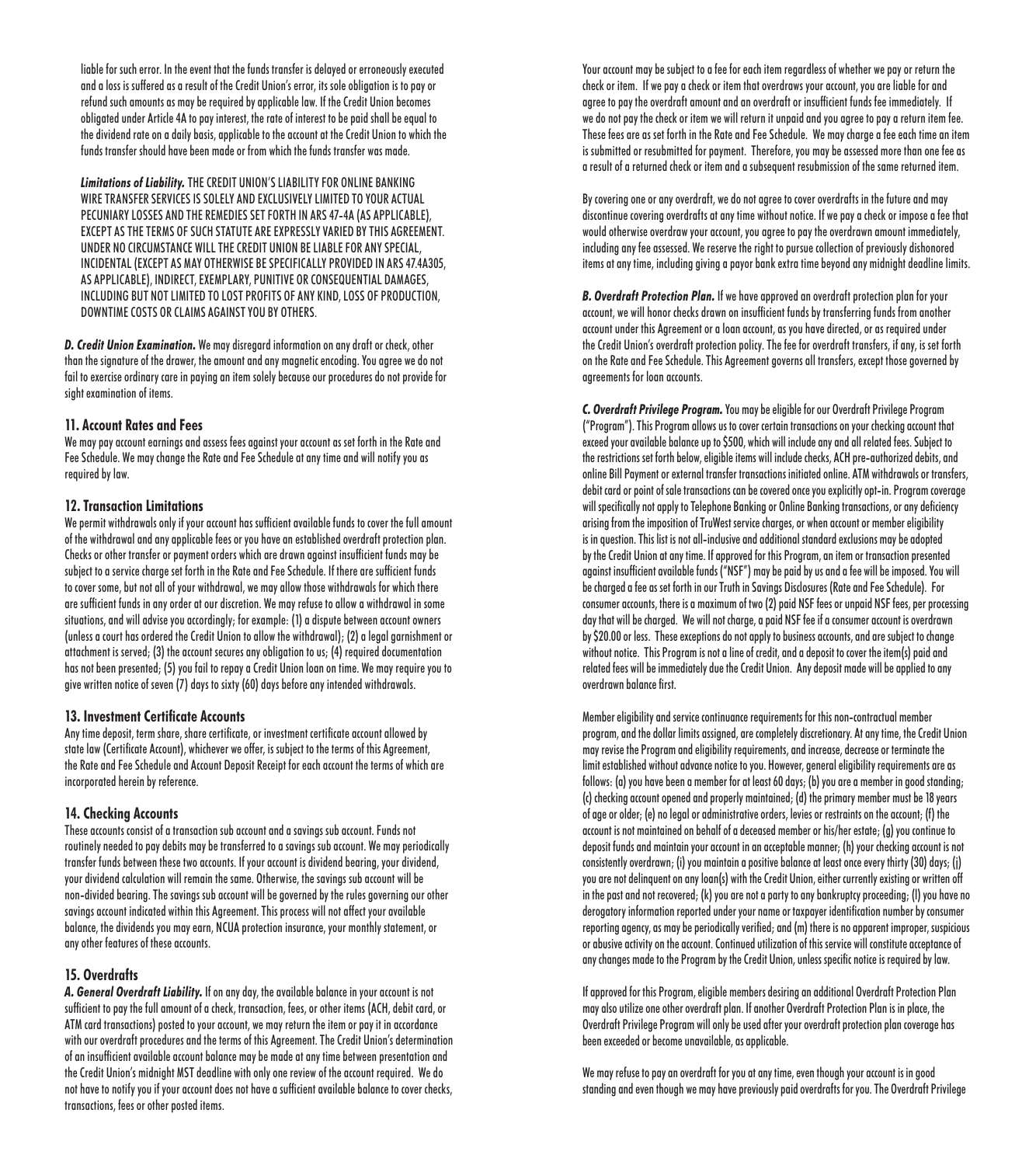liable for such error. In the event that the funds transfer is delayed or erroneously executed and a loss is suffered as a result of the Credit Union's error, its sole obligation is to pay or refund such amounts as may be required by applicable law. If the Credit Union becomes obligated under Article 4A to pay interest, the rate of interest to be paid shall be equal to the dividend rate on a daily basis, applicable to the account at the Credit Union to which the funds transfer should have been made or from which the funds transfer was made.

***Limitations of Liability.*** THE CREDIT UNION'S LIABILITY FOR ONLINE BANKING WIRE TRANSFER SERVICES IS SOLELY AND EXCLUSIVELY LIMITED TO YOUR ACTUAL PECUNIARY LOSSES AND THE REMEDIES SET FORTH IN ARS 47-4A (AS APPLICABLE), EXCEPT AS THE TERMS OF SUCH STATUTE ARE EXPRESSLY VARIED BY THIS AGREEMENT. UNDER NO CIRCUMSTANCE WILL THE CREDIT UNION BE LIABLE FOR ANY SPECIAL, INCIDENTAL (EXCEPT AS MAY OTHERWISE BE SPECIFICALLY PROVIDED IN ARS 47.4A305, AS APPLICABLE), INDIRECT, EXEMPLARY, PUNITIVE OR CONSEQUENTIAL DAMAGES, INCLUDING BUT NOT LIMITED TO LOST PROFITS OF ANY KIND, LOSS OF PRODUCTION, DOWNTIME COSTS OR CLAIMS AGAINST YOU BY OTHERS.

***D. Credit Union Examination.*** We may disregard information on any draft or check, other than the signature of the drawer, the amount and any magnetic encoding. You agree we do not fail to exercise ordinary care in paying an item solely because our procedures do not provide for sight examination of items.

### 11. Account Rates and Fees

We may pay account earnings and assess fees against your account as set forth in the Rate and Fee Schedule. We may change the Rate and Fee Schedule at any time and will notify you as required by law.

### 12. Transaction Limitations

We permit withdrawals only if your account has sufficient available funds to cover the full amount of the withdrawal and any applicable fees or you have an established overdraft protection plan. Checks or other transfer or payment orders which are drawn against insufficient funds may be subject to a service charge set forth in the Rate and Fee Schedule. If there are sufficient funds to cover some, but not all of your withdrawal, we may allow those withdrawals for which there are sufficient funds in any order at our discretion. We may refuse to allow a withdrawal in some situations, and will advise you accordingly; for example: (1) a dispute between account owners (unless a court has ordered the Credit Union to allow the withdrawal); (2) a legal garnishment or attachment is served; (3) the account secures any obligation to us; (4) required documentation has not been presented; (5) you fail to repay a Credit Union loan on time. We may require you to give written notice of seven (7) days to sixty (60) days before any intended withdrawals.

### 13. Investment Certificate Accounts

Any time deposit, term share, share certificate, or investment certificate account allowed by state law (Certificate Account), whichever we offer, is subject to the terms of this Agreement, the Rate and Fee Schedule and Account Deposit Receipt for each account the terms of which are incorporated herein by reference.

### 14. Checking Accounts

These accounts consist of a transaction sub account and a savings sub account. Funds not routinely needed to pay debits may be transferred to a savings sub account. We may periodically transfer funds between these two accounts. If your account is dividend bearing, your dividend, your dividend calculation will remain the same. Otherwise, the savings sub account will be non-divided bearing. The savings sub account will be governed by the rules governing our other savings account indicated within this Agreement. This process will not affect your available balance, the dividends you may earn, NCUA protection insurance, your monthly statement, or any other features of these accounts.

### 15. Overdrafts

***A. General Overdraft Liability.*** If on any day, the available balance in your account is not sufficient to pay the full amount of a check, transaction, fees, or other items (ACH, debit card, or ATM card transactions) posted to your account, we may return the item or pay it in accordance with our overdraft procedures and the terms of this Agreement. The Credit Union's determination of an insufficient available account balance may be made at any time between presentation and the Credit Union's midnight MST deadline with only one review of the account required. We do not have to notify you if your account does not have a sufficient available balance to cover checks, transactions, fees or other posted items.

Your account may be subject to a fee for each item regardless of whether we pay or return the check or item. If we pay a check or item that overdraws your account, you are liable for and agree to pay the overdraft amount and an overdraft or insufficient funds fee immediately. If we do not pay the check or item we will return it unpaid and you agree to pay a return item fee. These fees are as set forth in the Rate and Fee Schedule. We may charge a fee each time an item is submitted or resubmitted for payment. Therefore, you may be assessed more than one fee as a result of a returned check or item and a subsequent resubmission of the same returned item.

By covering one or any overdraft, we do not agree to cover overdrafts in the future and may discontinue covering overdrafts at any time without notice. If we pay a check or impose a fee that would otherwise overdraw your account, you agree to pay the overdrawn amount immediately, including any fee assessed. We reserve the right to pursue collection of previously dishonored items at any time, including giving a payor bank extra time beyond any midnight deadline limits.

***B. Overdraft Protection Plan.*** If we have approved an overdraft protection plan for your account, we will honor checks drawn on insufficient funds by transferring funds from another account under this Agreement or a loan account, as you have directed, or as required under the Credit Union's overdraft protection policy. The fee for overdraft transfers, if any, is set forth on the Rate and Fee Schedule. This Agreement governs all transfers, except those governed by agreements for loan accounts.

***C. Overdraft Privilege Program.*** You may be eligible for our Overdraft Privilege Program ("Program"). This Program allows us to cover certain transactions on your checking account that exceed your available balance up to $500, which will include any and all related fees. Subject to the restrictions set forth below, eligible items will include checks, ACH pre-authorized debits, and online Bill Payment or external transfer transactions initiated online. ATM withdrawals or transfers, debit card or point of sale transactions can be covered once you explicitly opt-in. Program coverage will specifically not apply to Telephone Banking or Online Banking transactions, or any deficiency arising from the imposition of TruWest service charges, or when account or member eligibility is in question. This list is not all-inclusive and additional standard exclusions may be adopted by the Credit Union at any time. If approved for this Program, an item or transaction presented against insufficient available funds ("NSF") may be paid by us and a fee will be imposed. You will be charged a fee as set forth in our Truth in Savings Disclosures (Rate and Fee Schedule). For consumer accounts, there is a maximum of two (2) paid NSF fees or unpaid NSF fees, per processing day that will be charged. We will not charge, a paid NSF fee if a consumer account is overdrawn by $20.00 or less. These exceptions do not apply to business accounts, and are subject to change without notice. This Program is not a line of credit, and a deposit to cover the item(s) paid and related fees will be immediately due the Credit Union. Any deposit made will be applied to any overdrawn balance first.

Member eligibility and service continuance requirements for this non-contractual member program, and the dollar limits assigned, are completely discretionary. At any time, the Credit Union may revise the Program and eligibility requirements, and increase, decrease or terminate the limit established without advance notice to you. However, general eligibility requirements are as follows: (a) you have been a member for at least 60 days; (b) you are a member in good standing; (c) checking account opened and properly maintained; (d) the primary member must be 18 years of age or older; (e) no legal or administrative orders, levies or restraints on the account; (f) the account is not maintained on behalf of a deceased member or his/her estate; (g) you continue to deposit funds and maintain your account in an acceptable manner; (h) your checking account is not consistently overdrawn; (i) you maintain a positive balance at least once every thirty (30) days; (j) you are not delinquent on any loan(s) with the Credit Union, either currently existing or written off in the past and not recovered; (k) you are not a party to any bankruptcy proceeding; (l) you have no derogatory information reported under your name or taxpayer identification number by consumer reporting agency, as may be periodically verified; and (m) there is no apparent improper, suspicious or abusive activity on the account. Continued utilization of this service will constitute acceptance of any changes made to the Program by the Credit Union, unless specific notice is required by law.

If approved for this Program, eligible members desiring an additional Overdraft Protection Plan may also utilize one other overdraft plan. If another Overdraft Protection Plan is in place, the Overdraft Privilege Program will only be used after your overdraft protection plan coverage has been exceeded or become unavailable, as applicable.

We may refuse to pay an overdraft for you at any time, even though your account is in good standing and even though we may have previously paid overdrafts for you. The Overdraft Privilege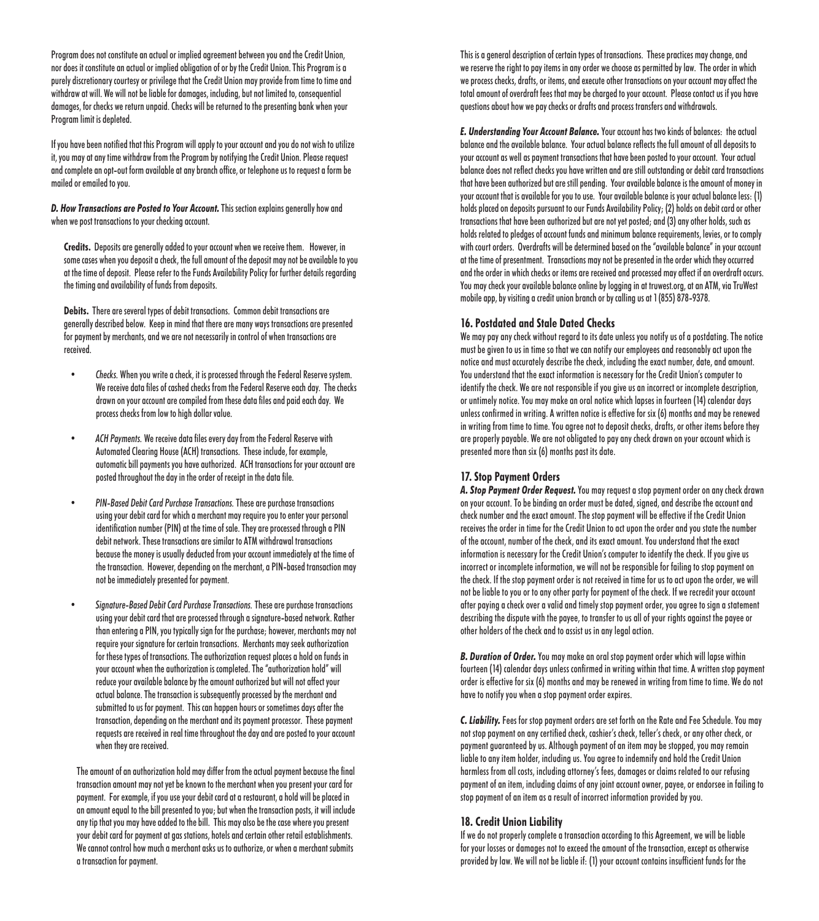Program does not constitute an actual or implied agreement between you and the Credit Union, nor does it constitute an actual or implied obligation of or by the Credit Union. This Program is a purely discretionary courtesy or privilege that the Credit Union may provide from time to time and withdraw at will. We will not be liable for damages, including, but not limited to, consequential damages, for checks we return unpaid. Checks will be returned to the presenting bank when your Program limit is depleted.

If you have been notified that this Program will apply to your account and you do not wish to utilize it, you may at any time withdraw from the Program by notifying the Credit Union. Please request and complete an opt-out form available at any branch office, or telephone us to request a form be mailed or emailed to you.

***D. How Transactions are Posted to Your Account.*** This section explains generally how and when we post transactions to your checking account.

**Credits.** Deposits are generally added to your account when we receive them. However, in some cases when you deposit a check, the full amount of the deposit may not be available to you at the time of deposit. Please refer to the Funds Availability Policy for further details regarding the timing and availability of funds from deposits.

**Debits.** There are several types of debit transactions. Common debit transactions are generally described below. Keep in mind that there are many ways transactions are presented for payment by merchants, and we are not necessarily in control of when transactions are received.

- *Checks.* When you write a check, it is processed through the Federal Reserve system. We receive data files of cashed checks from the Federal Reserve each day. The checks drawn on your account are compiled from these data files and paid each day. We process checks from low to high dollar value.
- *ACH Payments.* We receive data files every day from the Federal Reserve with Automated Clearing House (ACH) transactions. These include, for example, automatic bill payments you have authorized. ACH transactions for your account are posted throughout the day in the order of receipt in the data file.
- *PIN-Based Debit Card Purchase Transactions.* These are purchase transactions using your debit card for which a merchant may require you to enter your personal identification number (PIN) at the time of sale. They are processed through a PIN debit network. These transactions are similar to ATM withdrawal transactions because the money is usually deducted from your account immediately at the time of the transaction. However, depending on the merchant, a PIN-based transaction may not be immediately presented for payment.
- *Signature-Based Debit Card Purchase Transactions.* These are purchase transactions using your debit card that are processed through a signature-based network. Rather than entering a PIN, you typically sign for the purchase; however, merchants may not require your signature for certain transactions. Merchants may seek authorization for these types of transactions. The authorization request places a hold on funds in your account when the authorization is completed. The "authorization hold" will reduce your available balance by the amount authorized but will not affect your actual balance. The transaction is subsequently processed by the merchant and submitted to us for payment. This can happen hours or sometimes days after the transaction, depending on the merchant and its payment processor. These payment requests are received in real time throughout the day and are posted to your account when they are received.

The amount of an authorization hold may differ from the actual payment because the final transaction amount may not yet be known to the merchant when you present your card for payment. For example, if you use your debit card at a restaurant, a hold will be placed in an amount equal to the bill presented to you; but when the transaction posts, it will include any tip that you may have added to the bill. This may also be the case where you present your debit card for payment at gas stations, hotels and certain other retail establishments. We cannot control how much a merchant asks us to authorize, or when a merchant submits a transaction for payment.

This is a general description of certain types of transactions. These practices may change, and we reserve the right to pay items in any order we choose as permitted by law. The order in which we process checks, drafts, or items, and execute other transactions on your account may affect the total amount of overdraft fees that may be charged to your account. Please contact us if you have questions about how we pay checks or drafts and process transfers and withdrawals.

***E. Understanding Your Account Balance.*** Your account has two kinds of balances: the actual balance and the available balance. Your actual balance reflects the full amount of all deposits to your account as well as payment transactions that have been posted to your account. Your actual balance does not reflect checks you have written and are still outstanding or debit card transactions that have been authorized but are still pending. Your available balance is the amount of money in your account that is available for you to use. Your available balance is your actual balance less: (1) holds placed on deposits pursuant to our Funds Availability Policy; (2) holds on debit card or other transactions that have been authorized but are not yet posted; and (3) any other holds, such as holds related to pledges of account funds and minimum balance requirements, levies, or to comply with court orders. Overdrafts will be determined based on the "available balance" in your account at the time of presentment. Transactions may not be presented in the order which they occurred and the order in which checks or items are received and processed may affect if an overdraft occurs. You may check your available balance online by logging in at truwest.org, at an ATM, via TruWest mobile app, by visiting a credit union branch or by calling us at 1 (855) 878-9378.

## 16. Postdated and Stale Dated Checks

We may pay any check without regard to its date unless you notify us of a postdating. The notice must be given to us in time so that we can notify our employees and reasonably act upon the notice and must accurately describe the check, including the exact number, date, and amount. You understand that the exact information is necessary for the Credit Union's computer to identify the check. We are not responsible if you give us an incorrect or incomplete description, or untimely notice. You may make an oral notice which lapses in fourteen (14) calendar days unless confirmed in writing. A written notice is effective for six (6) months and may be renewed in writing from time to time. You agree not to deposit checks, drafts, or other items before they are properly payable. We are not obligated to pay any check drawn on your account which is presented more than six (6) months past its date.

## 17. Stop Payment Orders

***A. Stop Payment Order Request.*** You may request a stop payment order on any check drawn on your account. To be binding an order must be dated, signed, and describe the account and check number and the exact amount. The stop payment will be effective if the Credit Union receives the order in time for the Credit Union to act upon the order and you state the number of the account, number of the check, and its exact amount. You understand that the exact information is necessary for the Credit Union's computer to identify the check. If you give us incorrect or incomplete information, we will not be responsible for failing to stop payment on the check. If the stop payment order is not received in time for us to act upon the order, we will not be liable to you or to any other party for payment of the check. If we recredit your account after paying a check over a valid and timely stop payment order, you agree to sign a statement describing the dispute with the payee, to transfer to us all of your rights against the payee or other holders of the check and to assist us in any legal action.

***B. Duration of Order.*** You may make an oral stop payment order which will lapse within fourteen (14) calendar days unless confirmed in writing within that time. A written stop payment order is effective for six (6) months and may be renewed in writing from time to time. We do not have to notify you when a stop payment order expires.

***C. Liability.*** Fees for stop payment orders are set forth on the Rate and Fee Schedule. You may not stop payment on any certified check, cashier's check, teller's check, or any other check, or payment guaranteed by us. Although payment of an item may be stopped, you may remain liable to any item holder, including us. You agree to indemnify and hold the Credit Union harmless from all costs, including attorney's fees, damages or claims related to our refusing payment of an item, including claims of any joint account owner, payee, or endorsee in failing to stop payment of an item as a result of incorrect information provided by you.

## 18. Credit Union Liability

If we do not properly complete a transaction according to this Agreement, we will be liable for your losses or damages not to exceed the amount of the transaction, except as otherwise provided by law. We will not be liable if: (1) your account contains insufficient funds for the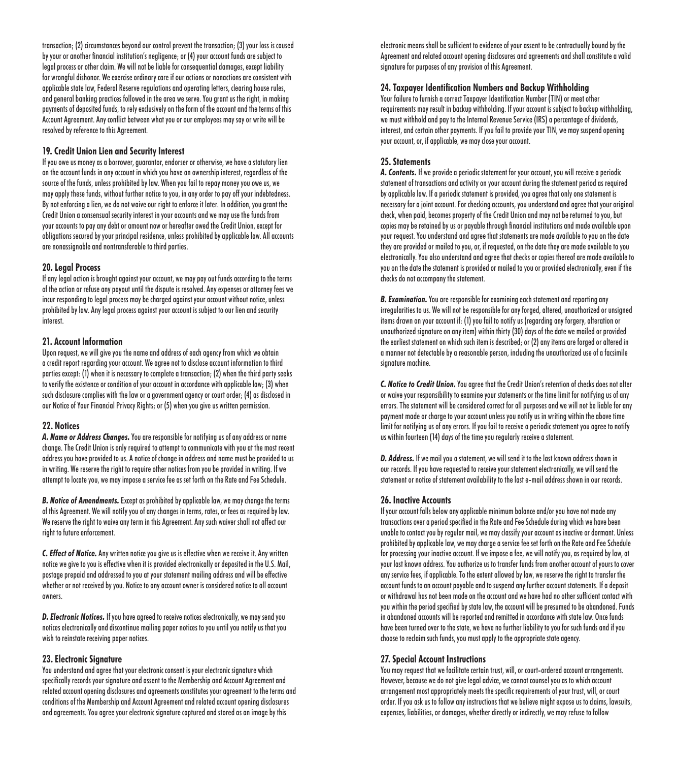transaction; (2) circumstances beyond our control prevent the transaction; (3) your loss is caused by your or another financial institution's negligence; or (4) your account funds are subject to legal process or other claim. We will not be liable for consequential damages, except liability for wrongful dishonor. We exercise ordinary care if our actions or nonactions are consistent with applicable state law, Federal Reserve regulations and operating letters, clearing house rules, and general banking practices followed in the area we serve. You grant us the right, in making payments of deposited funds, to rely exclusively on the form of the account and the terms of this Account Agreement. Any conflict between what you or our employees may say or write will be resolved by reference to this Agreement.

## 19. Credit Union Lien and Security Interest

If you owe us money as a borrower, guarantor, endorser or otherwise, we have a statutory lien on the account funds in any account in which you have an ownership interest, regardless of the source of the funds, unless prohibited by law. When you fail to repay money you owe us, we may apply these funds, without further notice to you, in any order to pay off your indebtedness. By not enforcing a lien, we do not waive our right to enforce it later. In addition, you grant the Credit Union a consensual security interest in your accounts and we may use the funds from your accounts to pay any debt or amount now or hereafter owed the Credit Union, except for obligations secured by your principal residence, unless prohibited by applicable law. All accounts are nonassignable and nontransferable to third parties.

## 20. Legal Process

If any legal action is brought against your account, we may pay out funds according to the terms of the action or refuse any payout until the dispute is resolved. Any expenses or attorney fees we incur responding to legal process may be charged against your account without notice, unless prohibited by law. Any legal process against your account is subject to our lien and security interest.

## 21. Account Information

Upon request, we will give you the name and address of each agency from which we obtain a credit report regarding your account. We agree not to disclose account information to third parties except: (1) when it is necessary to complete a transaction; (2) when the third party seeks to verify the existence or condition of your account in accordance with applicable law; (3) when such disclosure complies with the law or a government agency or court order; (4) as disclosed in our Notice of Your Financial Privacy Rights; or (5) when you give us written permission.

## 22. Notices

***A. Name or Address Changes.*** You are responsible for notifying us of any address or name change. The Credit Union is only required to attempt to communicate with you at the most recent address you have provided to us. A notice of change in address and name must be provided to us in writing. We reserve the right to require other notices from you be provided in writing. If we attempt to locate you, we may impose a service fee as set forth on the Rate and Fee Schedule.

***B. Notice of Amendments.*** Except as prohibited by applicable law, we may change the terms of this Agreement. We will notify you of any changes in terms, rates, or fees as required by law. We reserve the right to waive any term in this Agreement. Any such waiver shall not affect our right to future enforcement.

***C. Effect of Notice.*** Any written notice you give us is effective when we receive it. Any written notice we give to you is effective when it is provided electronically or deposited in the U.S. Mail, postage prepaid and addressed to you at your statement mailing address and will be effective whether or not received by you. Notice to any account owner is considered notice to all account owners.

***D. Electronic Notices.*** If you have agreed to receive notices electronically, we may send you notices electronically and discontinue mailing paper notices to you until you notify us that you wish to reinstate receiving paper notices.

## 23. Electronic Signature

You understand and agree that your electronic consent is your electronic signature which specifically records your signature and assent to the Membership and Account Agreement and related account opening disclosures and agreements constitutes your agreement to the terms and conditions of the Membership and Account Agreement and related account opening disclosures and agreements. You agree your electronic signature captured and stored as an image by this electronic means shall be sufficient to evidence of your assent to be contractually bound by the Agreement and related account opening disclosures and agreements and shall constitute a valid signature for purposes of any provision of this Agreement.

## 24. Taxpayer Identification Numbers and Backup Withholding

Your failure to furnish a correct Taxpayer Identification Number (TIN) or meet other requirements may result in backup withholding. If your account is subject to backup withholding, we must withhold and pay to the Internal Revenue Service (IRS) a percentage of dividends, interest, and certain other payments. If you fail to provide your TIN, we may suspend opening your account, or, if applicable, we may close your account.

## 25. Statements

***A. Contents.*** If we provide a periodic statement for your account, you will receive a periodic statement of transactions and activity on your account during the statement period as required by applicable law. If a periodic statement is provided, you agree that only one statement is necessary for a joint account. For checking accounts, you understand and agree that your original check, when paid, becomes property of the Credit Union and may not be returned to you, but copies may be retained by us or payable through financial institutions and made available upon your request. You understand and agree that statements are made available to you on the date they are provided or mailed to you, or, if requested, on the date they are made available to you electronically. You also understand and agree that checks or copies thereof are made available to you on the date the statement is provided or mailed to you or provided electronically, even if the checks do not accompany the statement.

***B. Examination.*** You are responsible for examining each statement and reporting any irregularities to us. We will not be responsible for any forged, altered, unauthorized or unsigned items drawn on your account if: (1) you fail to notify us (regarding any forgery, alteration or unauthorized signature on any item) within thirty (30) days of the date we mailed or provided the earliest statement on which such item is described; or (2) any items are forged or altered in a manner not detectable by a reasonable person, including the unauthorized use of a facsimile signature machine.

***C. Notice to Credit Union.*** You agree that the Credit Union's retention of checks does not alter or waive your responsibility to examine your statements or the time limit for notifying us of any errors. The statement will be considered correct for all purposes and we will not be liable for any payment made or charge to your account unless you notify us in writing within the above time limit for notifying us of any errors. If you fail to receive a periodic statement you agree to notify us within fourteen (14) days of the time you regularly receive a statement.

***D. Address.*** If we mail you a statement, we will send it to the last known address shown in our records. If you have requested to receive your statement electronically, we will send the statement or notice of statement availability to the last e-mail address shown in our records.

## 26. Inactive Accounts

If your account falls below any applicable minimum balance and/or you have not made any transactions over a period specified in the Rate and Fee Schedule during which we have been unable to contact you by regular mail, we may classify your account as inactive or dormant. Unless prohibited by applicable law, we may charge a service fee set forth on the Rate and Fee Schedule for processing your inactive account. If we impose a fee, we will notify you, as required by law, at your last known address. You authorize us to transfer funds from another account of yours to cover any service fees, if applicable. To the extent allowed by law, we reserve the right to transfer the account funds to an account payable and to suspend any further account statements. If a deposit or withdrawal has not been made on the account and we have had no other sufficient contact with you within the period specified by state law, the account will be presumed to be abandoned. Funds in abandoned accounts will be reported and remitted in accordance with state law. Once funds have been turned over to the state, we have no further liability to you for such funds and if you choose to reclaim such funds, you must apply to the appropriate state agency.

## 27. Special Account Instructions

You may request that we facilitate certain trust, will, or court-ordered account arrangements. However, because we do not give legal advice, we cannot counsel you as to which account arrangement most appropriately meets the specific requirements of your trust, will, or court order. If you ask us to follow any instructions that we believe might expose us to claims, lawsuits, expenses, liabilities, or damages, whether directly or indirectly, we may refuse to follow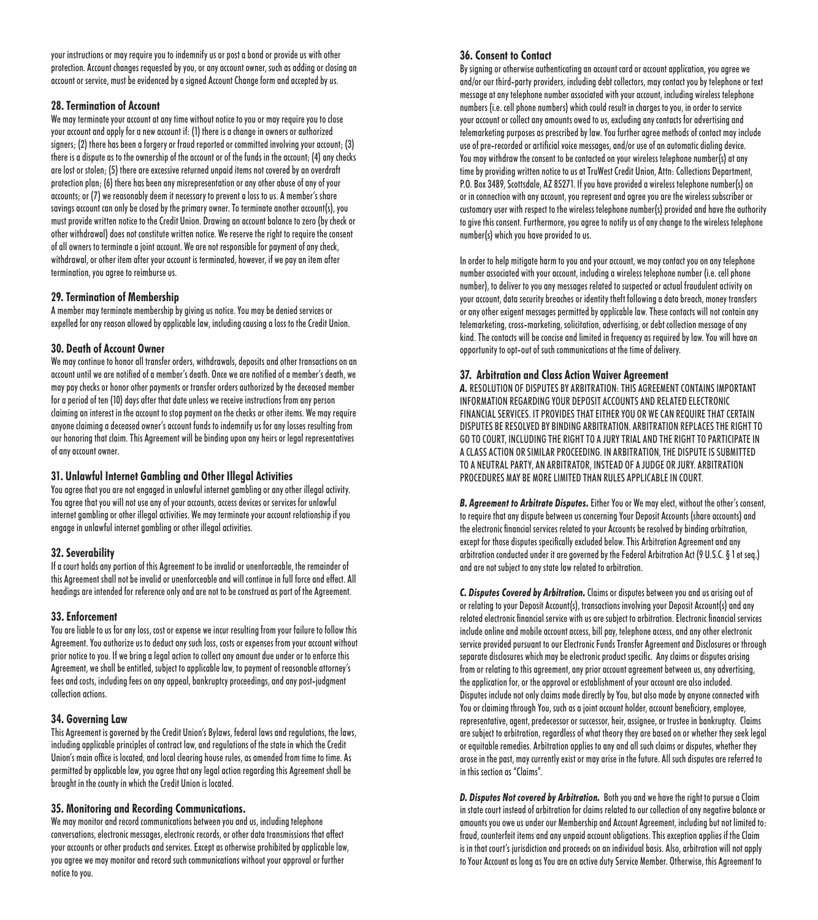your instructions or may require you to indemnify us or post a bond or provide us with other protection. Account changes requested by you, or any account owner, such as adding or closing an account or service, must be evidenced by a signed Account Change form and accepted by us.

### 28. Termination of Account

We may terminate your account at any time without notice to you or may require you to close your account and apply for a new account if: (1) there is a change in owners or authorized signers; (2) there has been a forgery or fraud reported or committed involving your account; (3) there is a dispute as to the ownership of the account or of the funds in the account; (4) any checks are lost or stolen; (5) there are excessive returned unpaid items not covered by an overdraft protection plan; (6) there has been any misrepresentation or any other abuse of any of your accounts; or (7) we reasonably deem it necessary to prevent a loss to us. A member's share savings account can only be closed by the primary owner. To terminate another account(s), you must provide written notice to the Credit Union. Drawing an account balance to zero (by check or other withdrawal) does not constitute written notice. We reserve the right to require the consent of all owners to terminate a joint account. We are not responsible for payment of any check, withdrawal, or other item after your account is terminated, however, if we pay an item after termination, you agree to reimburse us.

### 29. Termination of Membership

A member may terminate membership by giving us notice. You may be denied services or expelled for any reason allowed by applicable law, including causing a loss to the Credit Union.

### 30. Death of Account Owner

We may continue to honor all transfer orders, withdrawals, deposits and other transactions on an account until we are notified of a member's death. Once we are notified of a member's death, we may pay checks or honor other payments or transfer orders authorized by the deceased member for a period of ten (10) days after that date unless we receive instructions from any person claiming an interest in the account to stop payment on the checks or other items. We may require anyone claiming a deceased owner's account funds to indemnify us for any losses resulting from our honoring that claim. This Agreement will be binding upon any heirs or legal representatives of any account owner.

### 31. Unlawful Internet Gambling and Other Illegal Activities

You agree that you are not engaged in unlawful internet gambling or any other illegal activity. You agree that you will not use any of your accounts, access devices or services for unlawful internet gambling or other illegal activities. We may terminate your account relationship if you engage in unlawful internet gambling or other illegal activities.

### 32. Severability

If a court holds any portion of this Agreement to be invalid or unenforceable, the remainder of this Agreement shall not be invalid or unenforceable and will continue in full force and effect. All headings are intended for reference only and are not to be construed as part of the Agreement.

### 33. Enforcement

You are liable to us for any loss, cost or expense we incur resulting from your failure to follow this Agreement. You authorize us to deduct any such loss, costs or expenses from your account without prior notice to you. If we bring a legal action to collect any amount due under or to enforce this Agreement, we shall be entitled, subject to applicable law, to payment of reasonable attorney's fees and costs, including fees on any appeal, bankruptcy proceedings, and any post-judgment collection actions.

### 34. Governing Law

This Agreement is governed by the Credit Union's Bylaws, federal laws and regulations, the laws, including applicable principles of contract law, and regulations of the state in which the Credit Union's main office is located, and local clearing house rules, as amended from time to time. As permitted by applicable law, you agree that any legal action regarding this Agreement shall be brought in the county in which the Credit Union is located.

### 35. Monitoring and Recording Communications.

We may monitor and record communications between you and us, including telephone conversations, electronic messages, electronic records, or other data transmissions that affect your accounts or other products and services. Except as otherwise prohibited by applicable law, you agree we may monitor and record such communications without your approval or further notice to you.

### 36. Consent to Contact

By signing or otherwise authenticating an account card or account application, you agree we and/or our third-party providers, including debt collectors, may contact you by telephone or text message at any telephone number associated with your account, including wireless telephone numbers (i.e. cell phone numbers) which could result in charges to you, in order to service your account or collect any amounts owed to us, excluding any contacts for advertising and telemarketing purposes as prescribed by law. You further agree methods of contact may include use of pre-recorded or artificial voice messages, and/or use of an automatic dialing device. You may withdraw the consent to be contacted on your wireless telephone number(s) at any time by providing written notice to us at TruWest Credit Union, Attn: Collections Department, P.O. Box 3489, Scottsdale, AZ 85271. If you have provided a wireless telephone number(s) on or in connection with any account, you represent and agree you are the wireless subscriber or customary user with respect to the wireless telephone number(s) provided and have the authority to give this consent. Furthermore, you agree to notify us of any change to the wireless telephone number(s) which you have provided to us.

In order to help mitigate harm to you and your account, we may contact you on any telephone number associated with your account, including a wireless telephone number (i.e. cell phone number), to deliver to you any messages related to suspected or actual fraudulent activity on your account, data security breaches or identity theft following a data breach, money transfers or any other exigent messages permitted by applicable law. These contacts will not contain any telemarketing, cross-marketing, solicitation, advertising, or debt collection message of any kind. The contacts will be concise and limited in frequency as required by law. You will have an opportunity to opt-out of such communications at the time of delivery.

### 37. Arbitration and Class Action Waiver Agreement

***A.*** RESOLUTION OF DISPUTES BY ARBITRATION: THIS AGREEMENT CONTAINS IMPORTANT INFORMATION REGARDING YOUR DEPOSIT ACCOUNTS AND RELATED ELECTRONIC FINANCIAL SERVICES. IT PROVIDES THAT EITHER YOU OR WE CAN REQUIRE THAT CERTAIN DISPUTES BE RESOLVED BY BINDING ARBITRATION. ARBITRATION REPLACES THE RIGHT TO GO TO COURT, INCLUDING THE RIGHT TO A JURY TRIAL AND THE RIGHT TO PARTICIPATE IN A CLASS ACTION OR SIMILAR PROCEEDING. IN ARBITRATION, THE DISPUTE IS SUBMITTED TO A NEUTRAL PARTY, AN ARBITRATOR, INSTEAD OF A JUDGE OR JURY. ARBITRATION PROCEDURES MAY BE MORE LIMITED THAN RULES APPLICABLE IN COURT.

***B. Agreement to Arbitrate Disputes.*** Either You or We may elect, without the other's consent, to require that any dispute between us concerning Your Deposit Accounts (share accounts) and the electronic financial services related to your Accounts be resolved by binding arbitration, except for those disputes specifically excluded below. This Arbitration Agreement and any arbitration conducted under it are governed by the Federal Arbitration Act (9 U.S.C. § 1 et seq.) and are not subject to any state law related to arbitration.

***C. Disputes Covered by Arbitration.*** Claims or disputes between you and us arising out of or relating to your Deposit Account(s), transactions involving your Deposit Account(s) and any related electronic financial service with us are subject to arbitration. Electronic financial services include online and mobile account access, bill pay, telephone access, and any other electronic service provided pursuant to our Electronic Funds Transfer Agreement and Disclosures or through separate disclosures which may be electronic product specific. Any claims or disputes arising from or relating to this agreement, any prior account agreement between us, any advertising, the application for, or the approval or establishment of your account are also included. Disputes include not only claims made directly by You, but also made by anyone connected with You or claiming through You, such as a joint account holder, account beneficiary, employee, representative, agent, predecessor or successor, heir, assignee, or trustee in bankruptcy. Claims are subject to arbitration, regardless of what theory they are based on or whether they seek legal or equitable remedies. Arbitration applies to any and all such claims or disputes, whether they arose in the past, may currently exist or may arise in the future. All such disputes are referred to in this section as "Claims".

***D. Disputes Not covered by Arbitration.*** Both you and we have the right to pursue a Claim in state court instead of arbitration for claims related to our collection of any negative balance or amounts you owe us under our Membership and Account Agreement, including but not limited to: fraud, counterfeit items and any unpaid account obligations. This exception applies if the Claim is in that court's jurisdiction and proceeds on an individual basis. Also, arbitration will not apply to Your Account as long as You are an active duty Service Member. Otherwise, this Agreement to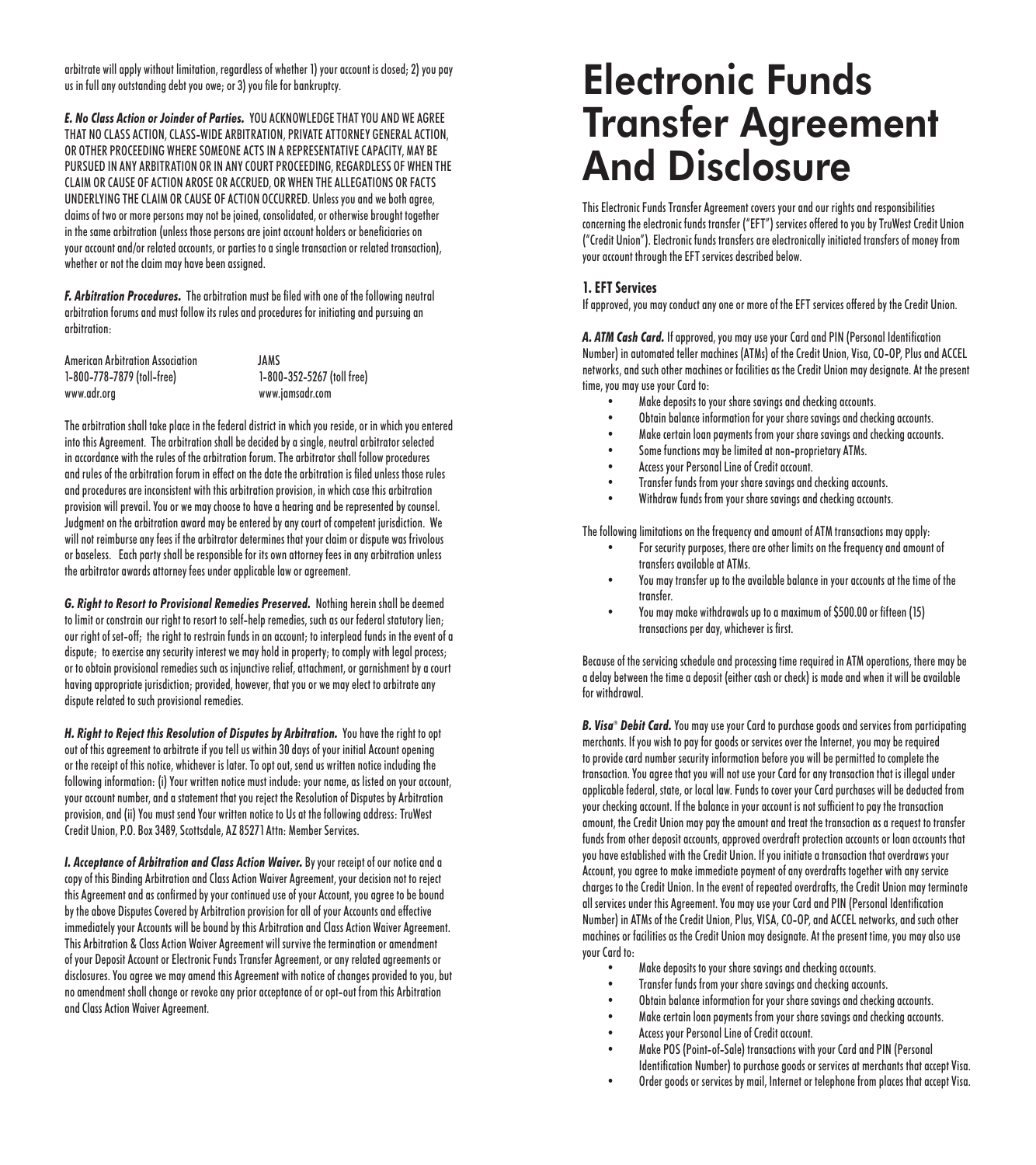arbitrate will apply without limitation, regardless of whether 1) your account is closed; 2) you pay us in full any outstanding debt you owe; or 3) you file for bankruptcy.

***E. No Class Action or Joinder of Parties.*** YOU ACKNOWLEDGE THAT YOU AND WE AGREE THAT NO CLASS ACTION, CLASS-WIDE ARBITRATION, PRIVATE ATTORNEY GENERAL ACTION, OR OTHER PROCEEDING WHERE SOMEONE ACTS IN A REPRESENTATIVE CAPACITY, MAY BE PURSUED IN ANY ARBITRATION OR IN ANY COURT PROCEEDING, REGARDLESS OF WHEN THE CLAIM OR CAUSE OF ACTION AROSE OR ACCRUED, OR WHEN THE ALLEGATIONS OR FACTS UNDERLYING THE CLAIM OR CAUSE OF ACTION OCCURRED. Unless you and we both agree, claims of two or more persons may not be joined, consolidated, or otherwise brought together in the same arbitration (unless those persons are joint account holders or beneficiaries on your account and/or related accounts, or parties to a single transaction or related transaction), whether or not the claim may have been assigned.

***F. Arbitration Procedures.*** The arbitration must be filed with one of the following neutral arbitration forums and must follow its rules and procedures for initiating and pursuing an arbitration:

| American Arbitration Association | JAMS |
|---|---|
| 1-800-778-7879 (toll-free) | 1-800-352-5267 (toll free) |
| www.adr.org | www.jamsadr.com |

The arbitration shall take place in the federal district in which you reside, or in which you entered into this Agreement. The arbitration shall be decided by a single, neutral arbitrator selected in accordance with the rules of the arbitration forum. The arbitrator shall follow procedures and rules of the arbitration forum in effect on the date the arbitration is filed unless those rules and procedures are inconsistent with this arbitration provision, in which case this arbitration provision will prevail. You or we may choose to have a hearing and be represented by counsel. Judgment on the arbitration award may be entered by any court of competent jurisdiction. We will not reimburse any fees if the arbitrator determines that your claim or dispute was frivolous or baseless. Each party shall be responsible for its own attorney fees in any arbitration unless the arbitrator awards attorney fees under applicable law or agreement.

***G. Right to Resort to Provisional Remedies Preserved.*** Nothing herein shall be deemed to limit or constrain our right to resort to self-help remedies, such as our federal statutory lien; our right of set-off; the right to restrain funds in an account; to interplead funds in the event of a dispute; to exercise any security interest we may hold in property; to comply with legal process; or to obtain provisional remedies such as injunctive relief, attachment, or garnishment by a court having appropriate jurisdiction; provided, however, that you or we may elect to arbitrate any dispute related to such provisional remedies.

***H. Right to Reject this Resolution of Disputes by Arbitration.*** You have the right to opt out of this agreement to arbitrate if you tell us within 30 days of your initial Account opening or the receipt of this notice, whichever is later. To opt out, send us written notice including the following information: (i) Your written notice must include: your name, as listed on your account, your account number, and a statement that you reject the Resolution of Disputes by Arbitration provision, and (ii) You must send Your written notice to Us at the following address: TruWest Credit Union, P.O. Box 3489, Scottsdale, AZ 85271 Attn: Member Services.

***I. Acceptance of Arbitration and Class Action Waiver.*** By your receipt of our notice and a copy of this Binding Arbitration and Class Action Waiver Agreement, your decision not to reject this Agreement and as confirmed by your continued use of your Account, you agree to be bound by the above Disputes Covered by Arbitration provision for all of your Accounts and effective immediately your Accounts will be bound by this Arbitration and Class Action Waiver Agreement. This Arbitration & Class Action Waiver Agreement will survive the termination or amendment of your Deposit Account or Electronic Funds Transfer Agreement, or any related agreements or disclosures. You agree we may amend this Agreement with notice of changes provided to you, but no amendment shall change or revoke any prior acceptance of or opt-out from this Arbitration and Class Action Waiver Agreement.

# Electronic Funds Transfer Agreement And Disclosure

This Electronic Funds Transfer Agreement covers your and our rights and responsibilities concerning the electronic funds transfer ("EFT") services offered to you by TruWest Credit Union ("Credit Union"). Electronic funds transfers are electronically initiated transfers of money from your account through the EFT services described below.

## 1. EFT Services

If approved, you may conduct any one or more of the EFT services offered by the Credit Union.

***A. ATM Cash Card.*** If approved, you may use your Card and PIN (Personal Identification Number) in automated teller machines (ATMs) of the Credit Union, Visa, CO-OP, Plus and ACCEL networks, and such other machines or facilities as the Credit Union may designate. At the present time, you may use your Card to:

- Make deposits to your share savings and checking accounts.
- Obtain balance information for your share savings and checking accounts.
- Make certain loan payments from your share savings and checking accounts.
- Some functions may be limited at non-proprietary ATMs.
- Access your Personal Line of Credit account.
- Transfer funds from your share savings and checking accounts.
- Withdraw funds from your share savings and checking accounts.

The following limitations on the frequency and amount of ATM transactions may apply:

- For security purposes, there are other limits on the frequency and amount of transfers available at ATMs.
- You may transfer up to the available balance in your accounts at the time of the transfer.
- You may make withdrawals up to a maximum of $500.00 or fifteen (15) transactions per day, whichever is first.

Because of the servicing schedule and processing time required in ATM operations, there may be a delay between the time a deposit (either cash or check) is made and when it will be available for withdrawal.

***B. Visa® Debit Card.*** You may use your Card to purchase goods and services from participating merchants. If you wish to pay for goods or services over the Internet, you may be required to provide card number security information before you will be permitted to complete the transaction. You agree that you will not use your Card for any transaction that is illegal under applicable federal, state, or local law. Funds to cover your Card purchases will be deducted from your checking account. If the balance in your account is not sufficient to pay the transaction amount, the Credit Union may pay the amount and treat the transaction as a request to transfer funds from other deposit accounts, approved overdraft protection accounts or loan accounts that you have established with the Credit Union. If you initiate a transaction that overdraws your Account, you agree to make immediate payment of any overdrafts together with any service charges to the Credit Union. In the event of repeated overdrafts, the Credit Union may terminate all services under this Agreement. You may use your Card and PIN (Personal Identification Number) in ATMs of the Credit Union, Plus, VISA, CO-OP, and ACCEL networks, and such other machines or facilities as the Credit Union may designate. At the present time, you may also use your Card to:

- Make deposits to your share savings and checking accounts.
- Transfer funds from your share savings and checking accounts.
- Obtain balance information for your share savings and checking accounts.
- Make certain loan payments from your share savings and checking accounts.
- Access your Personal Line of Credit account.
- Make POS (Point-of-Sale) transactions with your Card and PIN (Personal Identification Number) to purchase goods or services at merchants that accept Visa.
- Order goods or services by mail, Internet or telephone from places that accept Visa.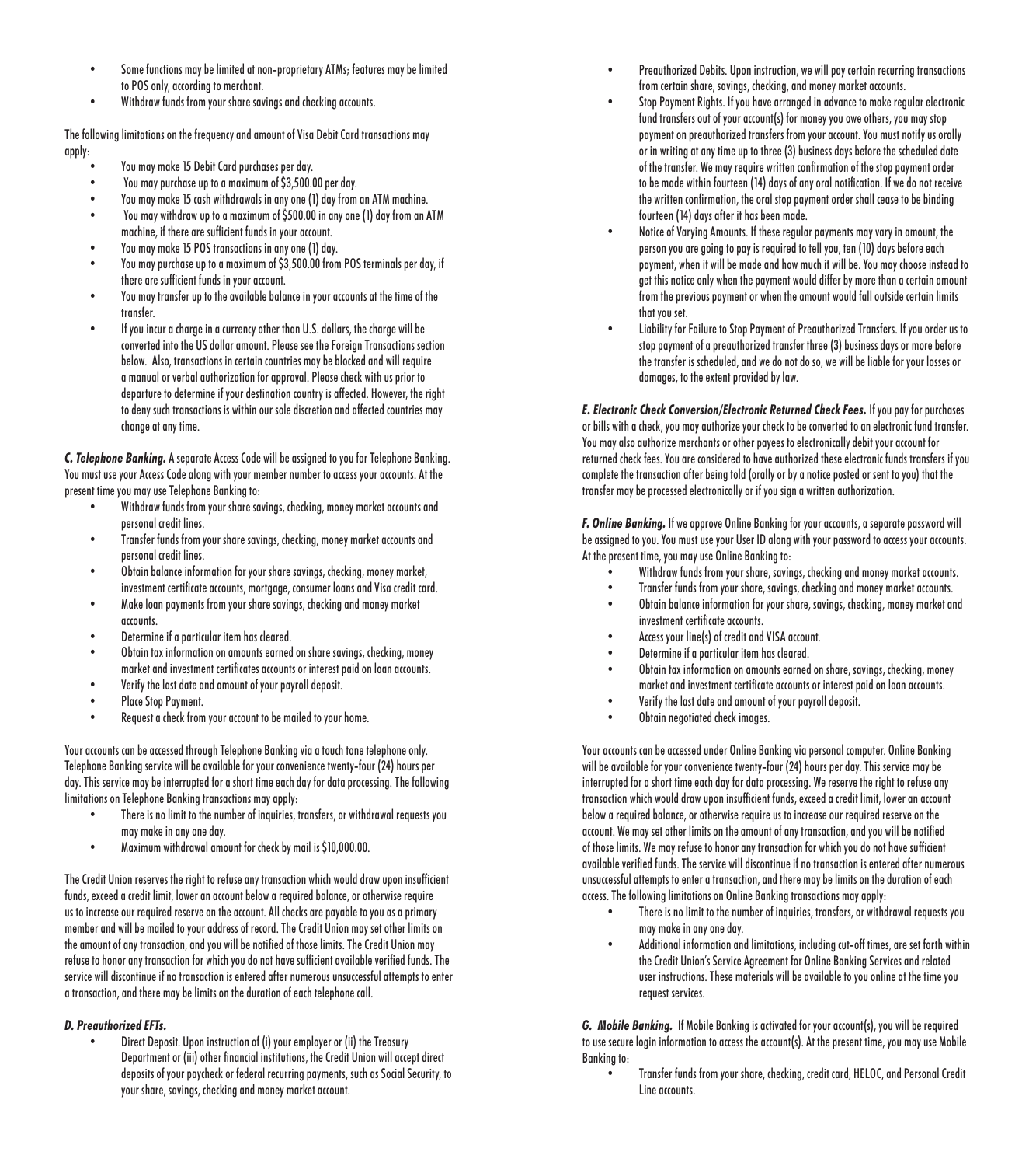- Some functions may be limited at non-proprietary ATMs; features may be limited to POS only, according to merchant.
- Withdraw funds from your share savings and checking accounts.

The following limitations on the frequency and amount of Visa Debit Card transactions may apply:

- You may make 15 Debit Card purchases per day.
- You may purchase up to a maximum of $3,500.00 per day.
- You may make 15 cash withdrawals in any one (1) day from an ATM machine.
- You may withdraw up to a maximum of $500.00 in any one (1) day from an ATM machine, if there are sufficient funds in your account.
- You may make 15 POS transactions in any one (1) day.
- You may purchase up to a maximum of $3,500.00 from POS terminals per day, if there are sufficient funds in your account.
- You may transfer up to the available balance in your accounts at the time of the transfer.
- If you incur a charge in a currency other than U.S. dollars, the charge will be converted into the US dollar amount. Please see the Foreign Transactions section below. Also, transactions in certain countries may be blocked and will require a manual or verbal authorization for approval. Please check with us prior to departure to determine if your destination country is affected. However, the right to deny such transactions is within our sole discretion and affected countries may change at any time.

***C. Telephone Banking.*** A separate Access Code will be assigned to you for Telephone Banking. You must use your Access Code along with your member number to access your accounts. At the present time you may use Telephone Banking to:

- Withdraw funds from your share savings, checking, money market accounts and personal credit lines.
- Transfer funds from your share savings, checking, money market accounts and personal credit lines.
- Obtain balance information for your share savings, checking, money market, investment certificate accounts, mortgage, consumer loans and Visa credit card.
- Make loan payments from your share savings, checking and money market accounts.
- Determine if a particular item has cleared.
- Obtain tax information on amounts earned on share savings, checking, money market and investment certificates accounts or interest paid on loan accounts.
- Verify the last date and amount of your payroll deposit.
- Place Stop Payment.
- Request a check from your account to be mailed to your home.

Your accounts can be accessed through Telephone Banking via a touch tone telephone only. Telephone Banking service will be available for your convenience twenty-four (24) hours per day. This service may be interrupted for a short time each day for data processing. The following limitations on Telephone Banking transactions may apply:

- There is no limit to the number of inquiries, transfers, or withdrawal requests you may make in any one day.
- Maximum withdrawal amount for check by mail is $10,000.00.

The Credit Union reserves the right to refuse any transaction which would draw upon insufficient funds, exceed a credit limit, lower an account below a required balance, or otherwise require us to increase our required reserve on the account. All checks are payable to you as a primary member and will be mailed to your address of record. The Credit Union may set other limits on the amount of any transaction, and you will be notified of those limits. The Credit Union may refuse to honor any transaction for which you do not have sufficient available verified funds. The service will discontinue if no transaction is entered after numerous unsuccessful attempts to enter a transaction, and there may be limits on the duration of each telephone call.

***D. Preauthorized EFTs.***

- Direct Deposit. Upon instruction of (i) your employer or (ii) the Treasury Department or (iii) other financial institutions, the Credit Union will accept direct deposits of your paycheck or federal recurring payments, such as Social Security, to your share, savings, checking and money market account.
- Preauthorized Debits. Upon instruction, we will pay certain recurring transactions from certain share, savings, checking, and money market accounts.
- Stop Payment Rights. If you have arranged in advance to make regular electronic fund transfers out of your account(s) for money you owe others, you may stop payment on preauthorized transfers from your account. You must notify us orally or in writing at any time up to three (3) business days before the scheduled date of the transfer. We may require written confirmation of the stop payment order to be made within fourteen (14) days of any oral notification. If we do not receive the written confirmation, the oral stop payment order shall cease to be binding fourteen (14) days after it has been made.
- Notice of Varying Amounts. If these regular payments may vary in amount, the person you are going to pay is required to tell you, ten (10) days before each payment, when it will be made and how much it will be. You may choose instead to get this notice only when the payment would differ by more than a certain amount from the previous payment or when the amount would fall outside certain limits that you set.
- Liability for Failure to Stop Payment of Preauthorized Transfers. If you order us to stop payment of a preauthorized transfer three (3) business days or more before the transfer is scheduled, and we do not do so, we will be liable for your losses or damages, to the extent provided by law.

***E. Electronic Check Conversion/Electronic Returned Check Fees.*** If you pay for purchases or bills with a check, you may authorize your check to be converted to an electronic fund transfer. You may also authorize merchants or other payees to electronically debit your account for returned check fees. You are considered to have authorized these electronic funds transfers if you complete the transaction after being told (orally or by a notice posted or sent to you) that the transfer may be processed electronically or if you sign a written authorization.

***F. Online Banking.*** If we approve Online Banking for your accounts, a separate password will be assigned to you. You must use your User ID along with your password to access your accounts. At the present time, you may use Online Banking to:

- Withdraw funds from your share, savings, checking and money market accounts.
- Transfer funds from your share, savings, checking and money market accounts.
- Obtain balance information for your share, savings, checking, money market and investment certificate accounts.
- Access your line(s) of credit and VISA account.
- Determine if a particular item has cleared.
- Obtain tax information on amounts earned on share, savings, checking, money market and investment certificate accounts or interest paid on loan accounts.
- Verify the last date and amount of your payroll deposit.
- Obtain negotiated check images.

Your accounts can be accessed under Online Banking via personal computer. Online Banking will be available for your convenience twenty-four (24) hours per day. This service may be interrupted for a short time each day for data processing. We reserve the right to refuse any transaction which would draw upon insufficient funds, exceed a credit limit, lower an account below a required balance, or otherwise require us to increase our required reserve on the account. We may set other limits on the amount of any transaction, and you will be notified of those limits. We may refuse to honor any transaction for which you do not have sufficient available verified funds. The service will discontinue if no transaction is entered after numerous unsuccessful attempts to enter a transaction, and there may be limits on the duration of each access. The following limitations on Online Banking transactions may apply:

- There is no limit to the number of inquiries, transfers, or withdrawal requests you may make in any one day.
- Additional information and limitations, including cut-off times, are set forth within the Credit Union's Service Agreement for Online Banking Services and related user instructions. These materials will be available to you online at the time you request services.

***G. Mobile Banking.*** If Mobile Banking is activated for your account(s), you will be required to use secure login information to access the account(s). At the present time, you may use Mobile Banking to:

- Transfer funds from your share, checking, credit card, HELOC, and Personal Credit Line accounts.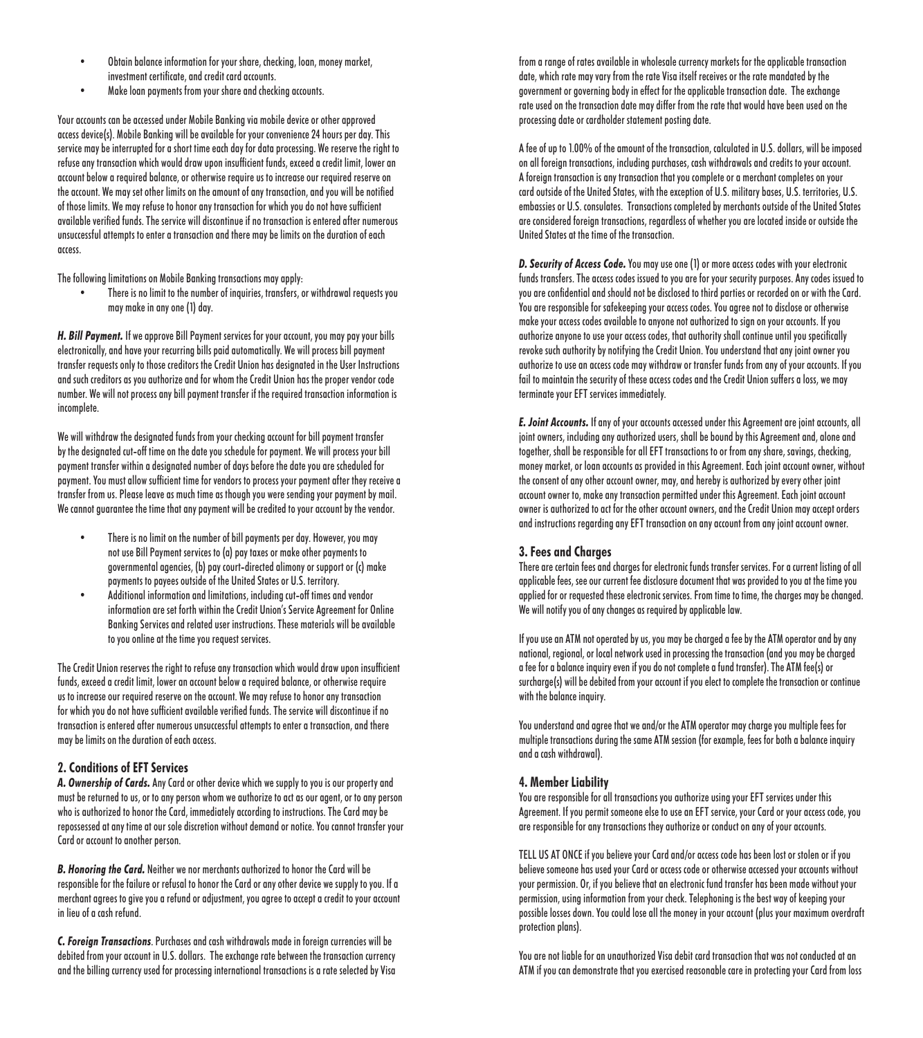- Obtain balance information for your share, checking, loan, money market, investment certificate, and credit card accounts.
- Make loan payments from your share and checking accounts.

Your accounts can be accessed under Mobile Banking via mobile device or other approved access device(s). Mobile Banking will be available for your convenience 24 hours per day. This service may be interrupted for a short time each day for data processing. We reserve the right to refuse any transaction which would draw upon insufficient funds, exceed a credit limit, lower an account below a required balance, or otherwise require us to increase our required reserve on the account. We may set other limits on the amount of any transaction, and you will be notified of those limits. We may refuse to honor any transaction for which you do not have sufficient available verified funds. The service will discontinue if no transaction is entered after numerous unsuccessful attempts to enter a transaction and there may be limits on the duration of each access.

The following limitations on Mobile Banking transactions may apply:

- There is no limit to the number of inquiries, transfers, or withdrawal requests you may make in any one (1) day.

***H. Bill Payment.*** If we approve Bill Payment services for your account, you may pay your bills electronically, and have your recurring bills paid automatically. We will process bill payment transfer requests only to those creditors the Credit Union has designated in the User Instructions and such creditors as you authorize and for whom the Credit Union has the proper vendor code number. We will not process any bill payment transfer if the required transaction information is incomplete.

We will withdraw the designated funds from your checking account for bill payment transfer by the designated cut-off time on the date you schedule for payment. We will process your bill payment transfer within a designated number of days before the date you are scheduled for payment. You must allow sufficient time for vendors to process your payment after they receive a transfer from us. Please leave as much time as though you were sending your payment by mail. We cannot guarantee the time that any payment will be credited to your account by the vendor.

- There is no limit on the number of bill payments per day. However, you may not use Bill Payment services to (a) pay taxes or make other payments to governmental agencies, (b) pay court-directed alimony or support or (c) make payments to payees outside of the United States or U.S. territory.
- Additional information and limitations, including cut-off times and vendor information are set forth within the Credit Union's Service Agreement for Online Banking Services and related user instructions. These materials will be available to you online at the time you request services.

The Credit Union reserves the right to refuse any transaction which would draw upon insufficient funds, exceed a credit limit, lower an account below a required balance, or otherwise require us to increase our required reserve on the account. We may refuse to honor any transaction for which you do not have sufficient available verified funds. The service will discontinue if no transaction is entered after numerous unsuccessful attempts to enter a transaction, and there may be limits on the duration of each access.

### 2. Conditions of EFT Services

***A. Ownership of Cards.*** Any Card or other device which we supply to you is our property and must be returned to us, or to any person whom we authorize to act as our agent, or to any person who is authorized to honor the Card, immediately according to instructions. The Card may be repossessed at any time at our sole discretion without demand or notice. You cannot transfer your Card or account to another person.

***B. Honoring the Card.*** Neither we nor merchants authorized to honor the Card will be responsible for the failure or refusal to honor the Card or any other device we supply to you. If a merchant agrees to give you a refund or adjustment, you agree to accept a credit to your account in lieu of a cash refund.

***C. Foreign Transactions***. Purchases and cash withdrawals made in foreign currencies will be debited from your account in U.S. dollars. The exchange rate between the transaction currency and the billing currency used for processing international transactions is a rate selected by Visa from a range of rates available in wholesale currency markets for the applicable transaction date, which rate may vary from the rate Visa itself receives or the rate mandated by the government or governing body in effect for the applicable transaction date. The exchange rate used on the transaction date may differ from the rate that would have been used on the processing date or cardholder statement posting date.

A fee of up to 1.00% of the amount of the transaction, calculated in U.S. dollars, will be imposed on all foreign transactions, including purchases, cash withdrawals and credits to your account. A foreign transaction is any transaction that you complete or a merchant completes on your card outside of the United States, with the exception of U.S. military bases, U.S. territories, U.S. embassies or U.S. consulates. Transactions completed by merchants outside of the United States are considered foreign transactions, regardless of whether you are located inside or outside the United States at the time of the transaction.

***D. Security of Access Code.*** You may use one (1) or more access codes with your electronic funds transfers. The access codes issued to you are for your security purposes. Any codes issued to you are confidential and should not be disclosed to third parties or recorded on or with the Card. You are responsible for safekeeping your access codes. You agree not to disclose or otherwise make your access codes available to anyone not authorized to sign on your accounts. If you authorize anyone to use your access codes, that authority shall continue until you specifically revoke such authority by notifying the Credit Union. You understand that any joint owner you authorize to use an access code may withdraw or transfer funds from any of your accounts. If you fail to maintain the security of these access codes and the Credit Union suffers a loss, we may terminate your EFT services immediately.

***E. Joint Accounts.*** If any of your accounts accessed under this Agreement are joint accounts, all joint owners, including any authorized users, shall be bound by this Agreement and, alone and together, shall be responsible for all EFT transactions to or from any share, savings, checking, money market, or loan accounts as provided in this Agreement. Each joint account owner, without the consent of any other account owner, may, and hereby is authorized by every other joint account owner to, make any transaction permitted under this Agreement. Each joint account owner is authorized to act for the other account owners, and the Credit Union may accept orders and instructions regarding any EFT transaction on any account from any joint account owner.

### 3. Fees and Charges

There are certain fees and charges for electronic funds transfer services. For a current listing of all applicable fees, see our current fee disclosure document that was provided to you at the time you applied for or requested these electronic services. From time to time, the charges may be changed. We will notify you of any changes as required by applicable law.

If you use an ATM not operated by us, you may be charged a fee by the ATM operator and by any national, regional, or local network used in processing the transaction (and you may be charged a fee for a balance inquiry even if you do not complete a fund transfer). The ATM fee(s) or surcharge(s) will be debited from your account if you elect to complete the transaction or continue with the balance inquiry.

You understand and agree that we and/or the ATM operator may charge you multiple fees for multiple transactions during the same ATM session (for example, fees for both a balance inquiry and a cash withdrawal).

### 4. Member Liability

You are responsible for all transactions you authorize using your EFT services under this Agreement. If you permit someone else to use an EFT service, your Card or your access code, you are responsible for any transactions they authorize or conduct on any of your accounts.

TELL US AT ONCE if you believe your Card and/or access code has been lost or stolen or if you believe someone has used your Card or access code or otherwise accessed your accounts without your permission. Or, if you believe that an electronic fund transfer has been made without your permission, using information from your check. Telephoning is the best way of keeping your possible losses down. You could lose all the money in your account (plus your maximum overdraft protection plans).

You are not liable for an unauthorized Visa debit card transaction that was not conducted at an ATM if you can demonstrate that you exercised reasonable care in protecting your Card from loss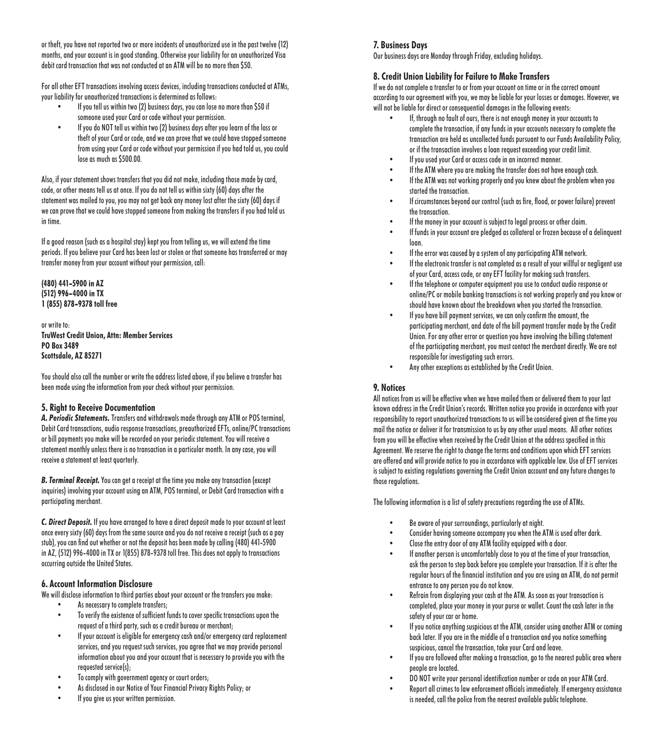or theft, you have not reported two or more incidents of unauthorized use in the past twelve (12) months, and your account is in good standing. Otherwise your liability for an unauthorized Visa debit card transaction that was not conducted at an ATM will be no more than $50.

For all other EFT transactions involving access devices, including transactions conducted at ATMs, your liability for unauthorized transactions is determined as follows:

- If you tell us within two (2) business days, you can lose no more than $50 if someone used your Card or code without your permission.
- If you do NOT tell us within two (2) business days after you learn of the loss or theft of your Card or code, and we can prove that we could have stopped someone from using your Card or code without your permission if you had told us, you could lose as much as $500.00.

Also, if your statement shows transfers that you did not make, including those made by card, code, or other means tell us at once. If you do not tell us within sixty (60) days after the statement was mailed to you, you may not get back any money lost after the sixty (60) days if we can prove that we could have stopped someone from making the transfers if you had told us in time.

If a good reason (such as a hospital stay) kept you from telling us, we will extend the time periods. If you believe your Card has been lost or stolen or that someone has transferred or may transfer money from your account without your permission, call:

**(480) 441-5900 in AZ**
**(512) 996-4000 in TX**
**1 (855) 878-9378 toll free**

or write to:
**TruWest Credit Union, Attn: Member Services**
**PO Box 3489**
**Scottsdale, AZ 85271**

You should also call the number or write the address listed above, if you believe a transfer has been made using the information from your check without your permission.

### 5. Right to Receive Documentation

***A. Periodic Statements.*** Transfers and withdrawals made through any ATM or POS terminal, Debit Card transactions, audio response transactions, preauthorized EFTs, online/PC transactions or bill payments you make will be recorded on your periodic statement. You will receive a statement monthly unless there is no transaction in a particular month. In any case, you will receive a statement at least quarterly.

***B. Terminal Receipt.*** You can get a receipt at the time you make any transaction (except inquiries) involving your account using an ATM, POS terminal, or Debit Card transaction with a participating merchant.

***C. Direct Deposit.*** If you have arranged to have a direct deposit made to your account at least once every sixty (60) days from the same source and you do not receive a receipt (such as a pay stub), you can find out whether or not the deposit has been made by calling (480) 441-5900 in AZ, (512) 996-4000 in TX or 1(855) 878-9378 toll free. This does not apply to transactions occurring outside the United States.

### 6. Account Information Disclosure

We will disclose information to third parties about your account or the transfers you make:

- As necessary to complete transfers;
- To verify the existence of sufficient funds to cover specific transactions upon the request of a third party, such as a credit bureau or merchant;
- If your account is eligible for emergency cash and/or emergency card replacement services, and you request such services, you agree that we may provide personal information about you and your account that is necessary to provide you with the requested service(s);
- To comply with government agency or court orders;
- As disclosed in our Notice of Your Financial Privacy Rights Policy; or
- If you give us your written permission.

### 7. Business Days

Our business days are Monday through Friday, excluding holidays.

### 8. Credit Union Liability for Failure to Make Transfers

If we do not complete a transfer to or from your account on time or in the correct amount according to our agreement with you, we may be liable for your losses or damages. However, we will not be liable for direct or consequential damages in the following events:

- If, through no fault of ours, there is not enough money in your accounts to complete the transaction, if any funds in your accounts necessary to complete the transaction are held as uncollected funds pursuant to our Funds Availability Policy, or if the transaction involves a loan request exceeding your credit limit.
- If you used your Card or access code in an incorrect manner.
- If the ATM where you are making the transfer does not have enough cash.
- If the ATM was not working properly and you knew about the problem when you started the transaction.
- If circumstances beyond our control (such as fire, flood, or power failure) prevent the transaction.
- If the money in your account is subject to legal process or other claim.
- If funds in your account are pledged as collateral or frozen because of a delinquent loan.
- If the error was caused by a system of any participating ATM network.
- If the electronic transfer is not completed as a result of your willful or negligent use of your Card, access code, or any EFT facility for making such transfers.
- If the telephone or computer equipment you use to conduct audio response or online/PC or mobile banking transactions is not working properly and you know or should have known about the breakdown when you started the transaction.
- If you have bill payment services, we can only confirm the amount, the participating merchant, and date of the bill payment transfer made by the Credit Union. For any other error or question you have involving the billing statement of the participating merchant, you must contact the merchant directly. We are not responsible for investigating such errors.
- Any other exceptions as established by the Credit Union.

### 9. Notices

All notices from us will be effective when we have mailed them or delivered them to your last known address in the Credit Union's records. Written notice you provide in accordance with your responsibility to report unauthorized transactions to us will be considered given at the time you mail the notice or deliver it for transmission to us by any other usual means. All other notices from you will be effective when received by the Credit Union at the address specified in this Agreement. We reserve the right to change the terms and conditions upon which EFT services are offered and will provide notice to you in accordance with applicable law. Use of EFT services is subject to existing regulations governing the Credit Union account and any future changes to those regulations.

The following information is a list of safety precautions regarding the use of ATMs.

- Be aware of your surroundings, particularly at night.
- Consider having someone accompany you when the ATM is used after dark.
- Close the entry door of any ATM facility equipped with a door.
- If another person is uncomfortably close to you at the time of your transaction, ask the person to step back before you complete your transaction. If it is after the regular hours of the financial institution and you are using an ATM, do not permit entrance to any person you do not know.
- Refrain from displaying your cash at the ATM. As soon as your transaction is completed, place your money in your purse or wallet. Count the cash later in the safety of your car or home.
- If you notice anything suspicious at the ATM, consider using another ATM or coming back later. If you are in the middle of a transaction and you notice something suspicious, cancel the transaction, take your Card and leave.
- If you are followed after making a transaction, go to the nearest public area where people are located.
- DO NOT write your personal identification number or code on your ATM Card.
- Report all crimes to law enforcement officials immediately. If emergency assistance is needed, call the police from the nearest available public telephone.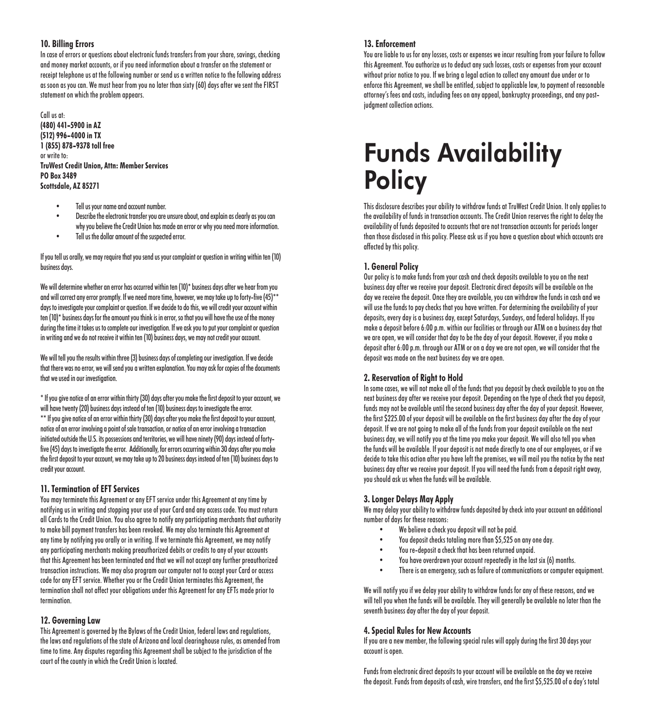### 10. Billing Errors

In case of errors or questions about electronic funds transfers from your share, savings, checking and money market accounts, or if you need information about a transfer on the statement or receipt telephone us at the following number or send us a written notice to the following address as soon as you can. We must hear from you no later than sixty (60) days after we sent the FIRST statement on which the problem appears.

Call us at:
**(480) 441-5900 in AZ**
**(512) 996-4000 in TX**
**1 (855) 878-9378 toll free**
or write to:
**TruWest Credit Union, Attn: Member Services**
**PO Box 3489**
**Scottsdale, AZ 85271**

- Tell us your name and account number.
- Describe the electronic transfer you are unsure about, and explain as clearly as you can why you believe the Credit Union has made an error or why you need more information.
- Tell us the dollar amount of the suspected error.

If you tell us orally, we may require that you send us your complaint or question in writing within ten (10) business days.

We will determine whether an error has occurred within ten (10)* business days after we hear from you and will correct any error promptly. If we need more time, however, we may take up to forty-five (45)** days to investigate your complaint or question. If we decide to do this, we will credit your account within ten (10)* business days for the amount you think is in error, so that you will have the use of the money during the time it takes us to complete our investigation. If we ask you to put your complaint or question in writing and we do not receive it within ten (10) business days, we may not credit your account.

We will tell you the results within three (3) business days of completing our investigation. If we decide that there was no error, we will send you a written explanation. You may ask for copies of the documents that we used in our investigation.

\* If you give notice of an error within thirty (30) days after you make the first deposit to your account, we will have twenty (20) business days instead of ten (10) business days to investigate the error.
\** If you give notice of an error within thirty (30) days after you make the first deposit to your account, notice of an error involving a point of sale transaction, or notice of an error involving a transaction initiated outside the U.S. its possessions and territories, we will have ninety (90) days instead of forty-five (45) days to investigate the error. Additionally, for errors occurring within 30 days after you make the first deposit to your account, we may take up to 20 business days instead of ten (10) business days to credit your account.

### 11. Termination of EFT Services

You may terminate this Agreement or any EFT service under this Agreement at any time by notifying us in writing and stopping your use of your Card and any access code. You must return all Cards to the Credit Union. You also agree to notify any participating merchants that authority to make bill payment transfers has been revoked. We may also terminate this Agreement at any time by notifying you orally or in writing. If we terminate this Agreement, we may notify any participating merchants making preauthorized debits or credits to any of your accounts that this Agreement has been terminated and that we will not accept any further preauthorized transaction instructions. We may also program our computer not to accept your Card or access code for any EFT service. Whether you or the Credit Union terminates this Agreement, the termination shall not affect your obligations under this Agreement for any EFTs made prior to termination.

### 12. Governing Law

This Agreement is governed by the Bylaws of the Credit Union, federal laws and regulations, the laws and regulations of the state of Arizona and local clearinghouse rules, as amended from time to time. Any disputes regarding this Agreement shall be subject to the jurisdiction of the court of the county in which the Credit Union is located.

### 13. Enforcement

You are liable to us for any losses, costs or expenses we incur resulting from your failure to follow this Agreement. You authorize us to deduct any such losses, costs or expenses from your account without prior notice to you. If we bring a legal action to collect any amount due under or to enforce this Agreement, we shall be entitled, subject to applicable law, to payment of reasonable attorney's fees and costs, including fees on any appeal, bankruptcy proceedings, and any post-judgment collection actions.

# Funds Availability Policy

This disclosure describes your ability to withdraw funds at TruWest Credit Union. It only applies to the availability of funds in transaction accounts. The Credit Union reserves the right to delay the availability of funds deposited to accounts that are not transaction accounts for periods longer than those disclosed in this policy. Please ask us if you have a question about which accounts are affected by this policy.

### 1. General Policy

Our policy is to make funds from your cash and check deposits available to you on the next business day after we receive your deposit. Electronic direct deposits will be available on the day we receive the deposit. Once they are available, you can withdraw the funds in cash and we will use the funds to pay checks that you have written. For determining the availability of your deposits, every day is a business day, except Saturdays, Sundays, and federal holidays. If you make a deposit before 6:00 p.m. within our facilities or through our ATM on a business day that we are open, we will consider that day to be the day of your deposit. However, if you make a deposit after 6:00 p.m. through our ATM or on a day we are not open, we will consider that the deposit was made on the next business day we are open.

### 2. Reservation of Right to Hold

In some cases, we will not make all of the funds that you deposit by check available to you on the next business day after we receive your deposit. Depending on the type of check that you deposit, funds may not be available until the second business day after the day of your deposit. However, the first $225.00 of your deposit will be available on the first business day after the day of your deposit. If we are not going to make all of the funds from your deposit available on the next business day, we will notify you at the time you make your deposit. We will also tell you when the funds will be available. If your deposit is not made directly to one of our employees, or if we decide to take this action after you have left the premises, we will mail you the notice by the next business day after we receive your deposit. If you will need the funds from a deposit right away, you should ask us when the funds will be available.

### 3. Longer Delays May Apply

We may delay your ability to withdraw funds deposited by check into your account an additional number of days for these reasons:

- We believe a check you deposit will not be paid.
- You deposit checks totaling more than $5,525 on any one day.
- You re-deposit a check that has been returned unpaid.
- You have overdrawn your account repeatedly in the last six (6) months.
- There is an emergency, such as failure of communications or computer equipment.

We will notify you if we delay your ability to withdraw funds for any of these reasons, and we will tell you when the funds will be available. They will generally be available no later than the seventh business day after the day of your deposit.

### 4. Special Rules for New Accounts

If you are a new member, the following special rules will apply during the first 30 days your account is open.

Funds from electronic direct deposits to your account will be available on the day we receive the deposit. Funds from deposits of cash, wire transfers, and the first $5,525.00 of a day's total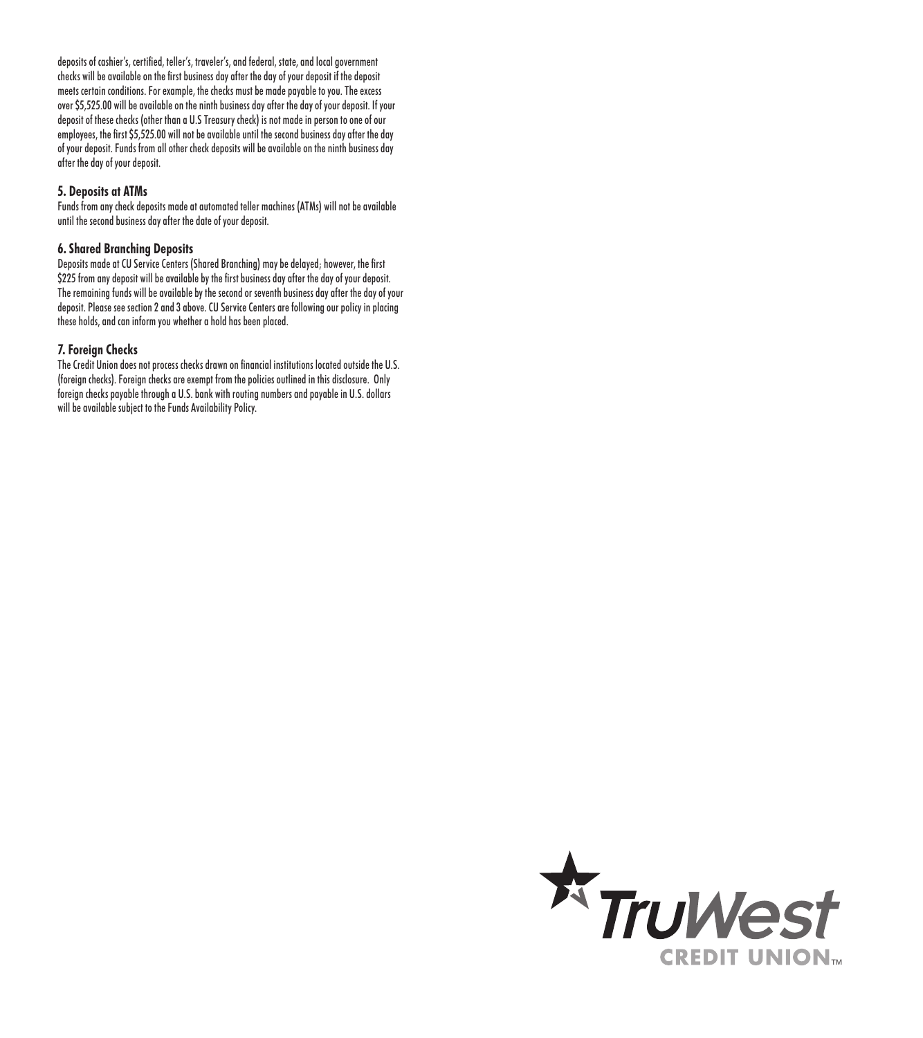deposits of cashier's, certified, teller's, traveler's, and federal, state, and local government checks will be available on the first business day after the day of your deposit if the deposit meets certain conditions. For example, the checks must be made payable to you. The excess over $5,525.00 will be available on the ninth business day after the day of your deposit. If your deposit of these checks (other than a U.S Treasury check) is not made in person to one of our employees, the first $5,525.00 will not be available until the second business day after the day of your deposit. Funds from all other check deposits will be available on the ninth business day after the day of your deposit.

### 5. Deposits at ATMs

Funds from any check deposits made at automated teller machines (ATMs) will not be available until the second business day after the date of your deposit.

### 6. Shared Branching Deposits

Deposits made at CU Service Centers (Shared Branching) may be delayed; however, the first $225 from any deposit will be available by the first business day after the day of your deposit. The remaining funds will be available by the second or seventh business day after the day of your deposit. Please see section 2 and 3 above. CU Service Centers are following our policy in placing these holds, and can inform you whether a hold has been placed.

### 7. Foreign Checks

The Credit Union does not process checks drawn on financial institutions located outside the U.S. (foreign checks). Foreign checks are exempt from the policies outlined in this disclosure. Only foreign checks payable through a U.S. bank with routing numbers and payable in U.S. dollars will be available subject to the Funds Availability Policy.

TruWest CREDIT UNION™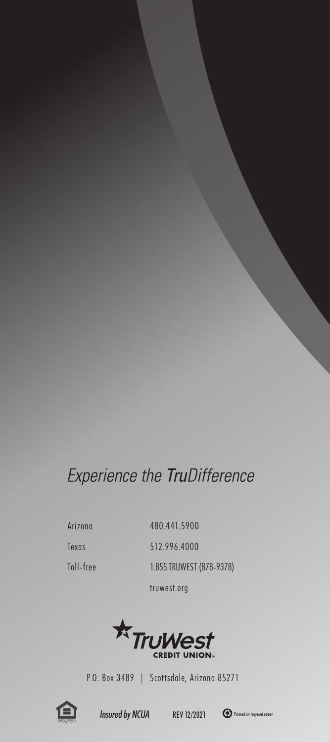*Experience the **Tru**Difference*

| | |
|---|---|
| Arizona | 480.441.5900 |
| Texas | 512.996.4000 |
| Toll-free | 1.855.TRUWEST (878-9378) |
| | truwest.org |

TruWest CREDIT UNION

P.O. Box 3489 | Scottsdale, Arizona 85271

*Insured by NCUA* REV 12/2021 *Printed on recycled paper.*